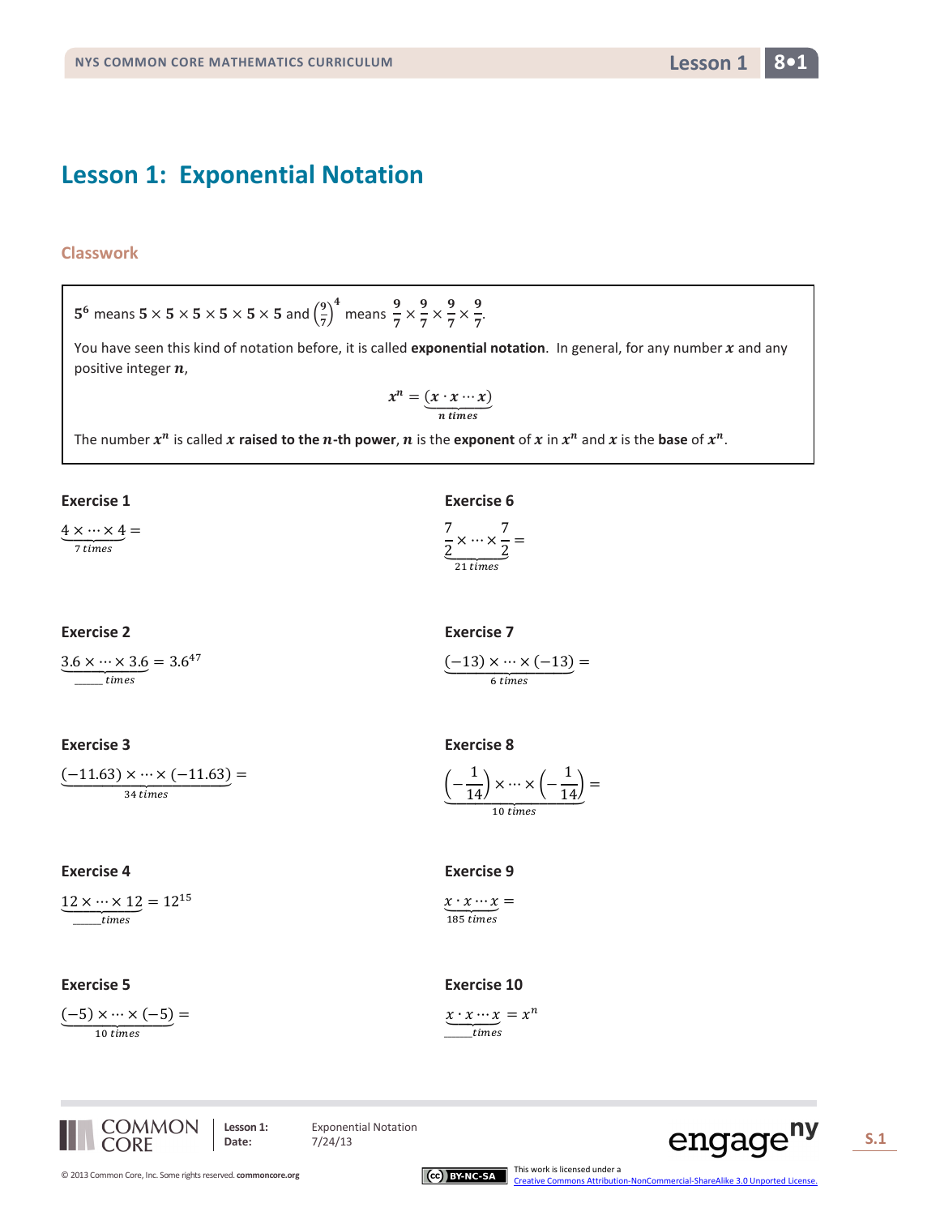# Lesson 1: Exponential Notation

## Classwork

$5^6$ means $5 \times 5 \times 5 \times 5 \times 5 \times 5$ and $\left(\frac{9}{7}\right)^4$ means $\frac{9}{7} \times \frac{9}{7} \times \frac{9}{7} \times \frac{9}{7}$.

You have seen this kind of notation before, it is called **exponential notation**. In general, for any number $x$ and any positive integer $n$,

$$x^n = \underbrace{(x \cdot x \cdots x)}_{n \text{ times}}$$

The number $x^n$ is called $x$ **raised to the $n$-th power**, $n$ is the **exponent** of $x$ in $x^n$ and $x$ is the **base** of $x^n$.

### Exercise 1

$\underbrace{4 \times \cdots \times 4}_{7 \text{ times}} =$

### Exercise 2

$\underbrace{3.6 \times \cdots \times 3.6}_{\_\_\_\_\_ \text{ times}} = 3.6^{47}$

### Exercise 3

$\underbrace{(-11.63) \times \cdots \times (-11.63)}_{34 \text{ times}} =$

### Exercise 4

$\underbrace{12 \times \cdots \times 12}_{\_\_\_\_\_ \text{ times}} = 12^{15}$

### Exercise 5

$\underbrace{(-5) \times \cdots \times (-5)}_{10 \text{ times}} =$

### Exercise 6

$\underbrace{\frac{7}{2} \times \cdots \times \frac{7}{2}}_{21 \text{ times}} =$

### Exercise 7

$\underbrace{(-13) \times \cdots \times (-13)}_{6 \text{ times}} =$

### Exercise 8

$\underbrace{\left(-\frac{1}{14}\right) \times \cdots \times \left(-\frac{1}{14}\right)}_{10 \text{ times}} =$

### Exercise 9

$\underbrace{x \cdot x \cdots x}_{185 \text{ times}} =$

### Exercise 10

$\underbrace{x \cdot x \cdots x}_{\_\_\_\_\_ \text{ times}} = x^n$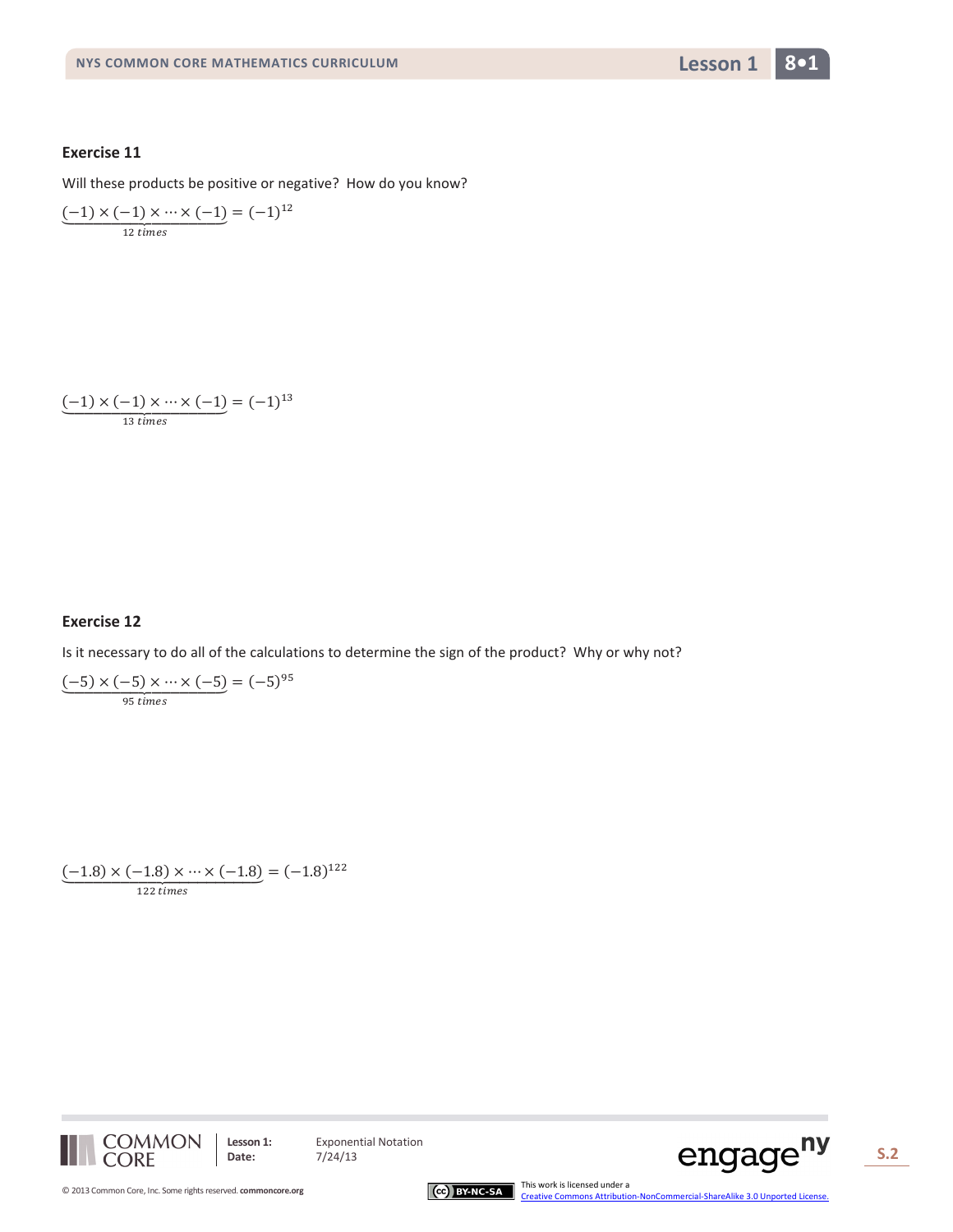### Exercise 11

Will these products be positive or negative? How do you know?

$$\underbrace{(-1) \times (-1) \times \cdots \times (-1)}_{12\ times} = (-1)^{12}$$

$$\underbrace{(-1) \times (-1) \times \cdots \times (-1)}_{13\ times} = (-1)^{13}$$

### Exercise 12

Is it necessary to do all of the calculations to determine the sign of the product? Why or why not?

$$\underbrace{(-5) \times (-5) \times \cdots \times (-5)}_{95\ times} = (-5)^{95}$$

$$\underbrace{(-1.8) \times (-1.8) \times \cdots \times (-1.8)}_{122\ times} = (-1.8)^{122}$$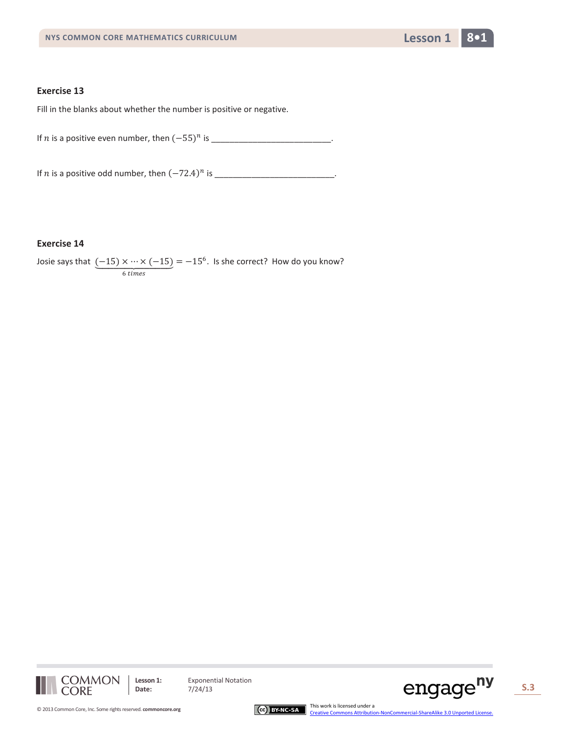### Exercise 13

Fill in the blanks about whether the number is positive or negative.

If $n$ is a positive even number, then $(-55)^n$ is \_\_\_\_\_\_\_\_\_\_\_\_\_\_\_\_\_\_\_\_\_\_\_\_\_\_.

If $n$ is a positive odd number, then $(-72.4)^n$ is \_\_\_\_\_\_\_\_\_\_\_\_\_\_\_\_\_\_\_\_\_\_\_\_\_\_.

### Exercise 14

Josie says that $\underbrace{(-15) \times \cdots \times (-15)}_{6\ times} = -15^6$. Is she correct? How do you know?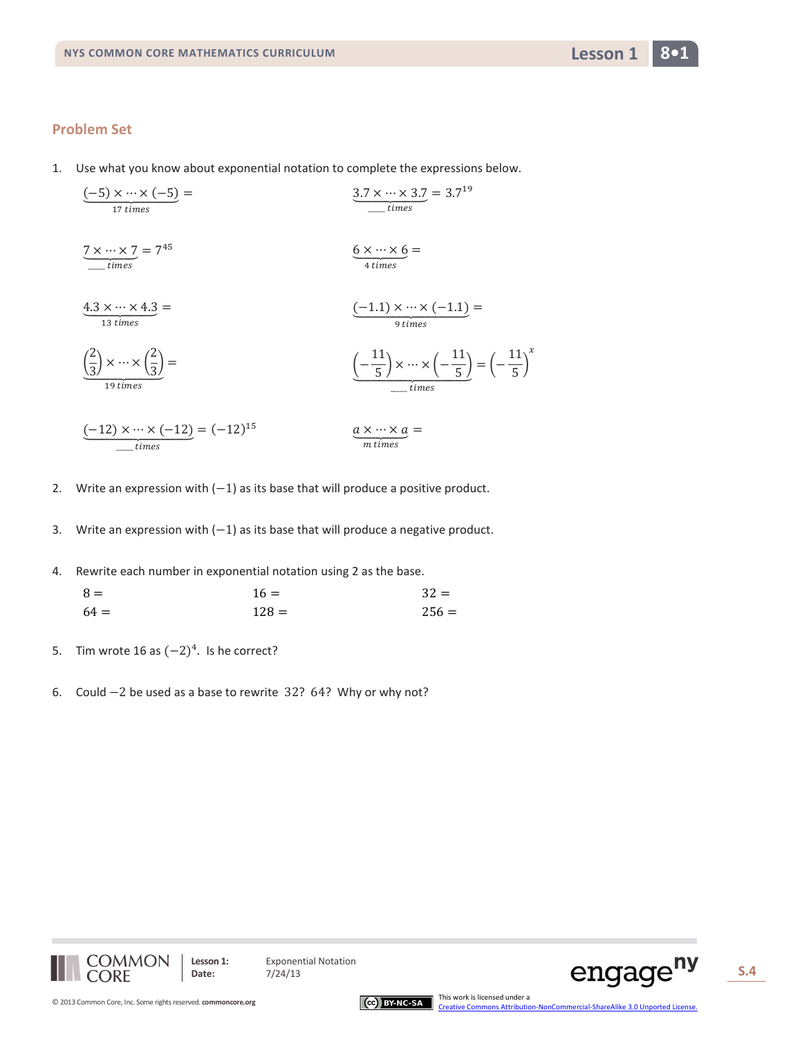## Problem Set

1. Use what you know about exponential notation to complete the expressions below.

$\underbrace{(-5) \times \cdots \times (-5)}_{17\ times} =$

$\underbrace{3.7 \times \cdots \times 3.7}_{\_\_\_\ times} = 3.7^{19}$

$\underbrace{7 \times \cdots \times 7}_{\_\_\_\ times} = 7^{45}$

$\underbrace{6 \times \cdots \times 6}_{4\ times} =$

$\underbrace{4.3 \times \cdots \times 4.3}_{13\ times} =$

$\underbrace{(-1.1) \times \cdots \times (-1.1)}_{9\ times} =$

$\underbrace{\left(\frac{2}{3}\right) \times \cdots \times \left(\frac{2}{3}\right)}_{19\ times} =$

$\underbrace{\left(-\frac{11}{5}\right) \times \cdots \times \left(-\frac{11}{5}\right)}_{\_\_\_\ times} = \left(-\frac{11}{5}\right)^{x}$

$\underbrace{(-12) \times \cdots \times (-12)}_{\_\_\_\ times} = (-12)^{15}$

$\underbrace{a \times \cdots \times a}_{m\ times} =$

2. Write an expression with $(-1)$ as its base that will produce a positive product.

3. Write an expression with $(-1)$ as its base that will produce a negative product.

4. Rewrite each number in exponential notation using 2 as the base.

   $8 =$ $\quad 16 =$ $\quad 32 =$

   $64 =$ $\quad 128 =$ $\quad 256 =$

5. Tim wrote 16 as $(-2)^4$. Is he correct?

6. Could $-2$ be used as a base to rewrite 32? 64? Why or why not?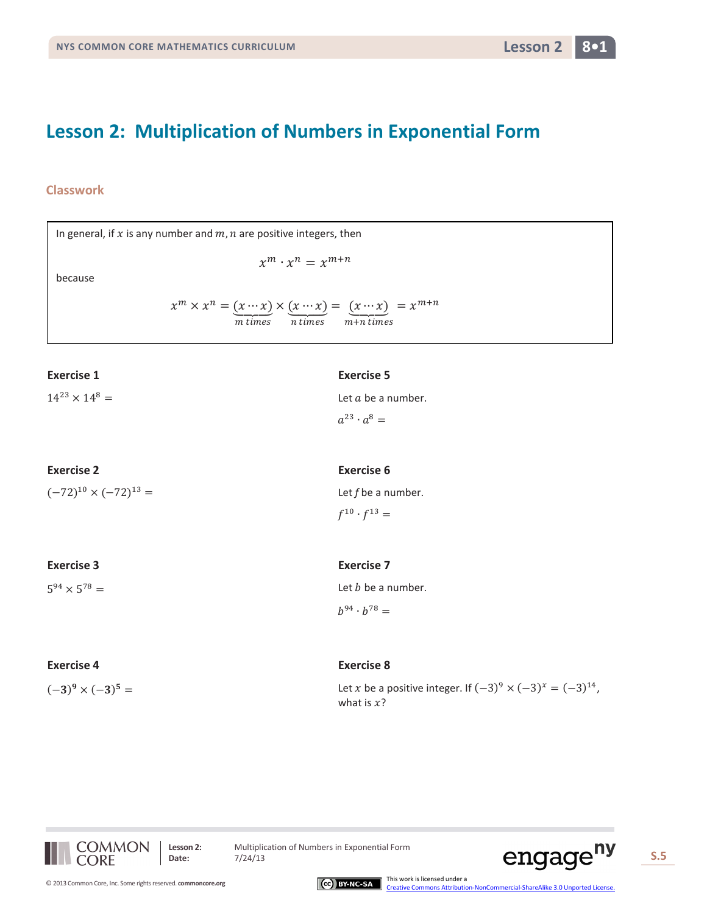# Lesson 2: Multiplication of Numbers in Exponential Form

## Classwork

In general, if $x$ is any number and $m, n$ are positive integers, then

$$x^m \cdot x^n = x^{m+n}$$

because

$$x^m \times x^n = \underbrace{(x \cdots x)}_{m \text{ times}} \times \underbrace{(x \cdots x)}_{n \text{ times}} = \underbrace{(x \cdots x)}_{m+n \text{ times}} = x^{m+n}$$

**Exercise 1**

$14^{23} \times 14^{8} =$

**Exercise 2**

$(-72)^{10} \times (-72)^{13} =$

**Exercise 3**

$5^{94} \times 5^{78} =$

**Exercise 4**

$(-\mathbf{3})^{\mathbf{9}} \times (-\mathbf{3})^{\mathbf{5}} =$

**Exercise 5**

Let $a$ be a number.

$a^{23} \cdot a^{8} =$

**Exercise 6**

Let $f$ be a number.

$f^{10} \cdot f^{13} =$

**Exercise 7**

Let $b$ be a number.

$b^{94} \cdot b^{78} =$

**Exercise 8**

Let $x$ be a positive integer. If $(-3)^9 \times (-3)^x = (-3)^{14}$, what is $x$?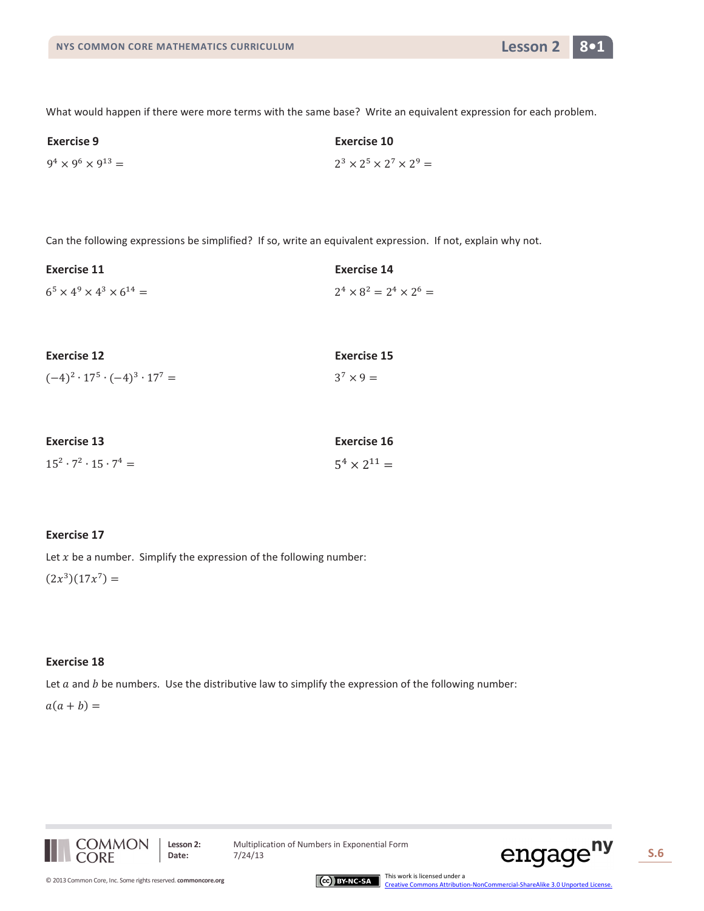What would happen if there were more terms with the same base? Write an equivalent expression for each problem.

**Exercise 9**

$9^4 \times 9^6 \times 9^{13} =$

**Exercise 10**

$2^3 \times 2^5 \times 2^7 \times 2^9 =$

Can the following expressions be simplified? If so, write an equivalent expression. If not, explain why not.

**Exercise 11**

$6^5 \times 4^9 \times 4^3 \times 6^{14} =$

**Exercise 12**

$(-4)^2 \cdot 17^5 \cdot (-4)^3 \cdot 17^7 =$

**Exercise 13**

$15^2 \cdot 7^2 \cdot 15 \cdot 7^4 =$

**Exercise 14**

$2^4 \times 8^2 = 2^4 \times 2^6 =$

**Exercise 15**

$3^7 \times 9 =$

**Exercise 16**

$5^4 \times 2^{11} =$

**Exercise 17**

Let $x$ be a number. Simplify the expression of the following number:

$(2x^3)(17x^7) =$

**Exercise 18**

Let $a$ and $b$ be numbers. Use the distributive law to simplify the expression of the following number:

$a(a + b) =$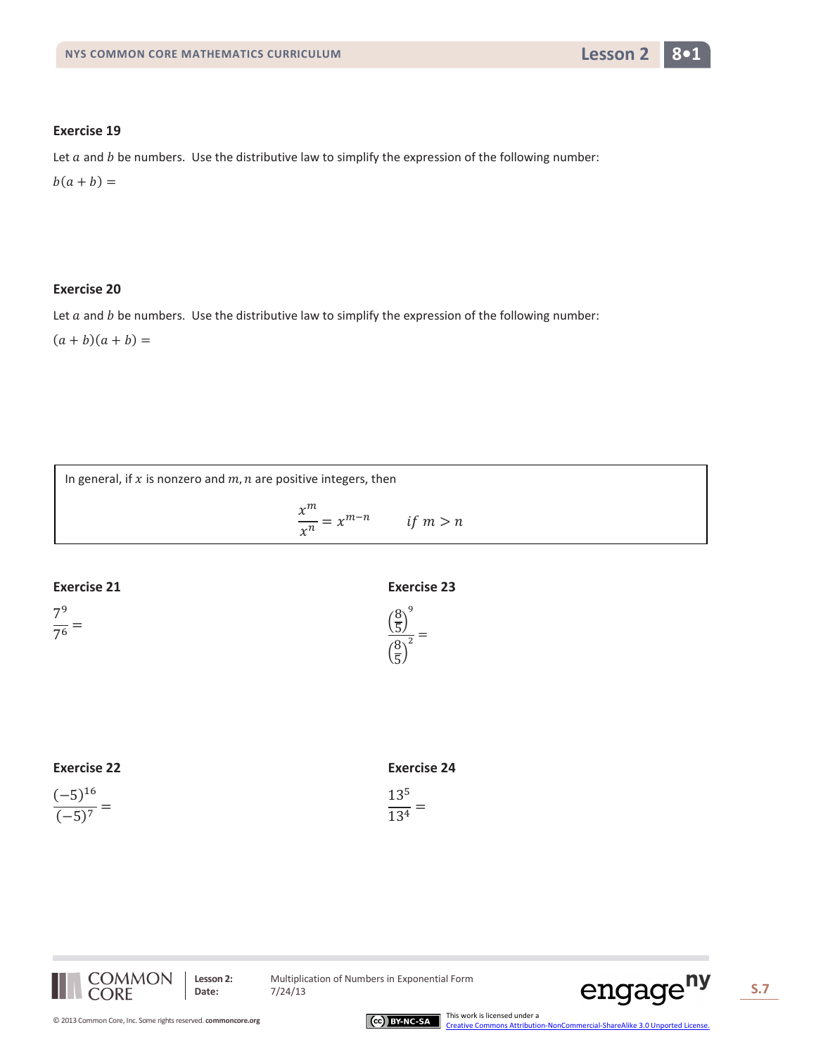### Exercise 19

Let $a$ and $b$ be numbers. Use the distributive law to simplify the expression of the following number:

$b(a + b) =$

### Exercise 20

Let $a$ and $b$ be numbers. Use the distributive law to simplify the expression of the following number:

$(a + b)(a + b) =$

In general, if $x$ is nonzero and $m, n$ are positive integers, then

$$\frac{x^m}{x^n} = x^{m-n} \qquad if\ m > n$$

### Exercise 21

$$\frac{7^9}{7^6} =$$

### Exercise 22

$$\frac{(-5)^{16}}{(-5)^7} =$$

### Exercise 23

$$\frac{\left(\frac{8}{5}\right)^9}{\left(\frac{8}{5}\right)^2} =$$

### Exercise 24

$$\frac{13^5}{13^4} =$$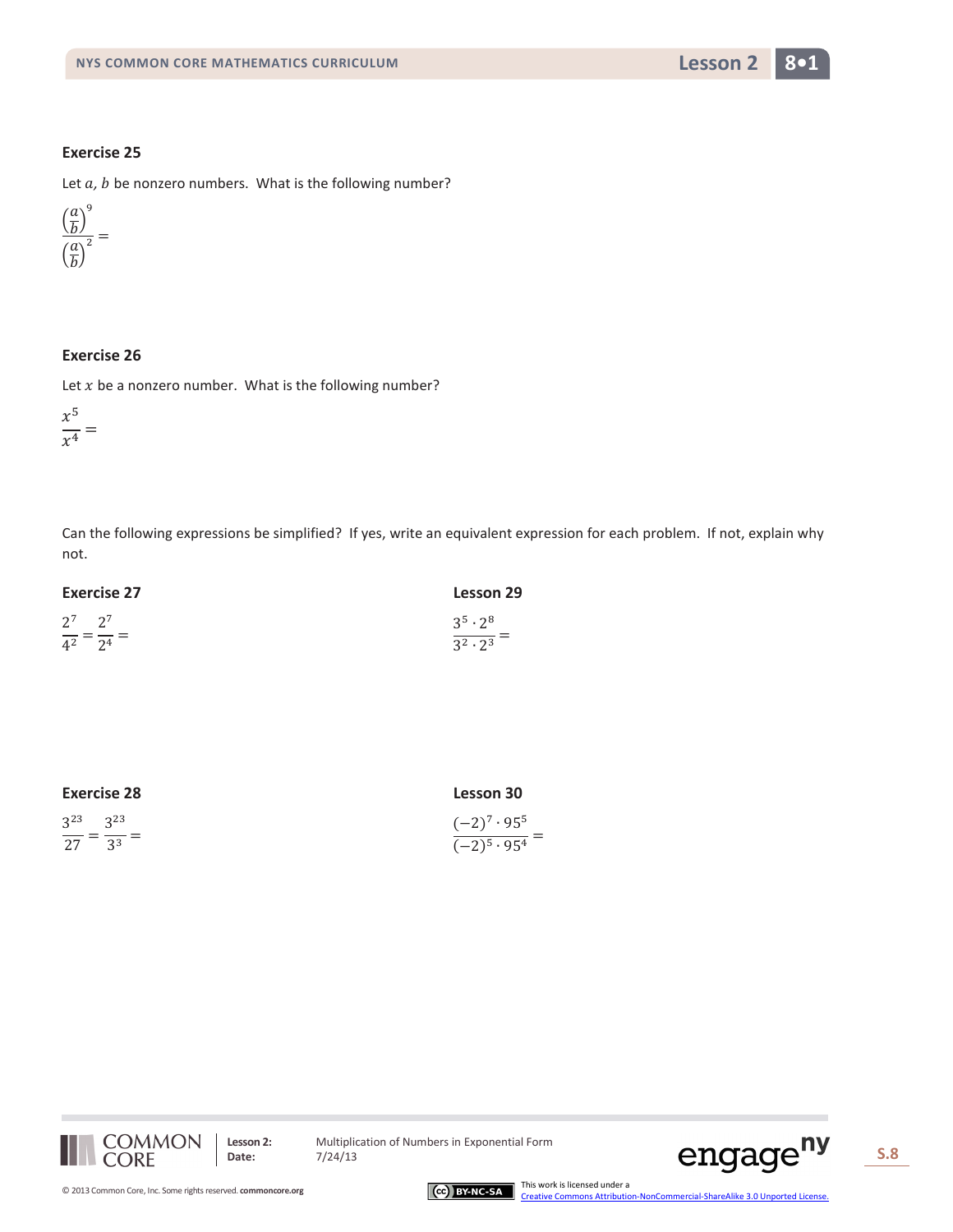### Exercise 25

Let $a, b$ be nonzero numbers. What is the following number?

$$\frac{\left(\frac{a}{b}\right)^9}{\left(\frac{a}{b}\right)^2} =$$

### Exercise 26

Let $x$ be a nonzero number. What is the following number?

$$\frac{x^5}{x^4} =$$

Can the following expressions be simplified? If yes, write an equivalent expression for each problem. If not, explain why not.

### Exercise 27

$$\frac{2^7}{4^2} = \frac{2^7}{2^4} =$$

### Lesson 29

$$\frac{3^5 \cdot 2^8}{3^2 \cdot 2^3} =$$

### Exercise 28

$$\frac{3^{23}}{27} = \frac{3^{23}}{3^3} =$$

### Lesson 30

$$\frac{(-2)^7 \cdot 95^5}{(-2)^5 \cdot 95^4} =$$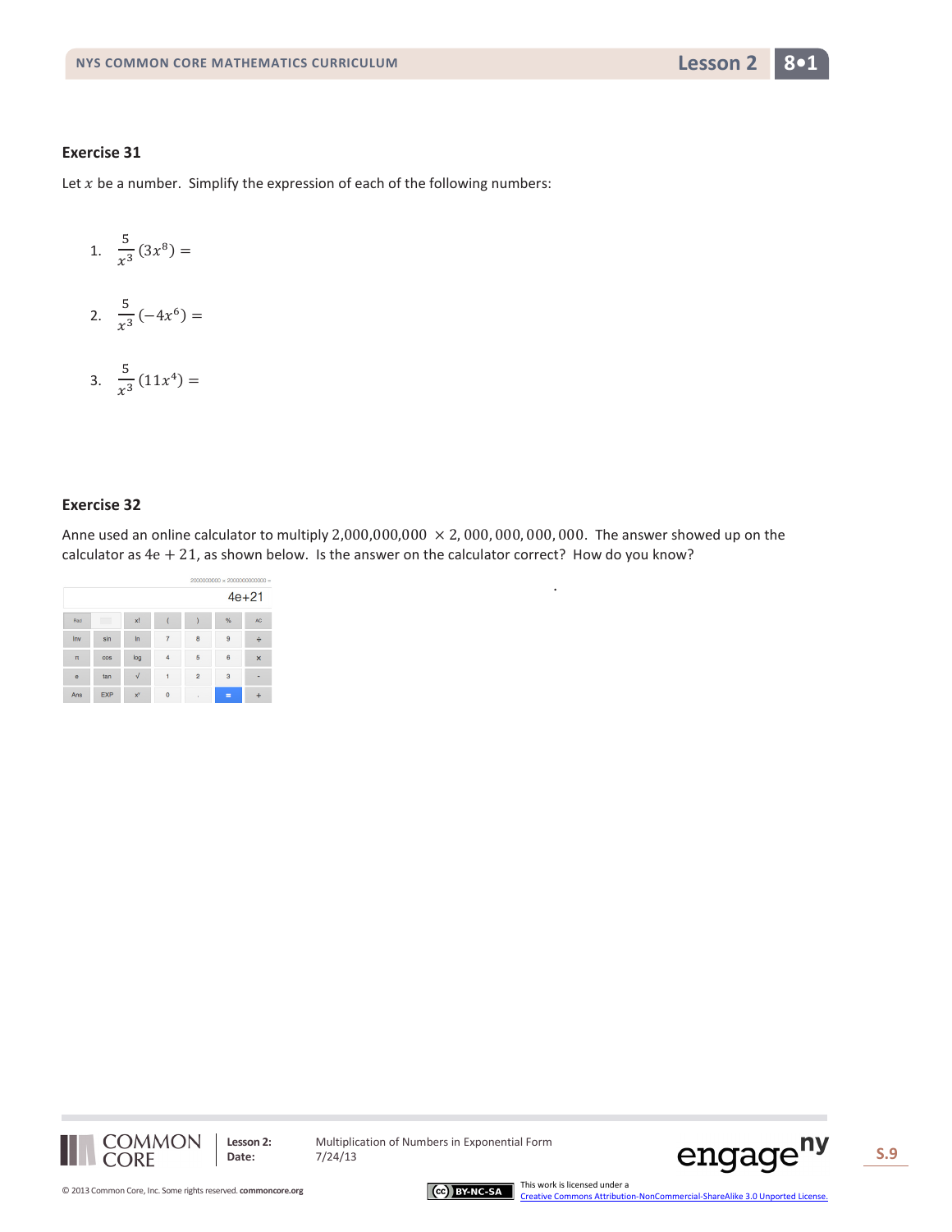### Exercise 31

Let $x$ be a number. Simplify the expression of each of the following numbers:

1. $\frac{5}{x^3}(3x^8) =$

2. $\frac{5}{x^3}(-4x^6) =$

3. $\frac{5}{x^3}(11x^4) =$

### Exercise 32

Anne used an online calculator to multiply $2{,}000{,}000{,}000 \times 2{,}000{,}000{,}000{,}000$. The answer showed up on the calculator as $4e + 21$, as shown below. Is the answer on the calculator correct? How do you know?

2000000000 × 2000000000000 =

4e+21

| Rad | | x! | ( | ) | % | AC |
|---|---|---|---|---|---|---|
| Inv | sin | ln | 7 | 8 | 9 | ÷ |
| π | cos | log | 4 | 5 | 6 | × |
| e | tan | √ | 1 | 2 | 3 | - |
| Ans | EXP | $x^y$ | 0 | . | = | + |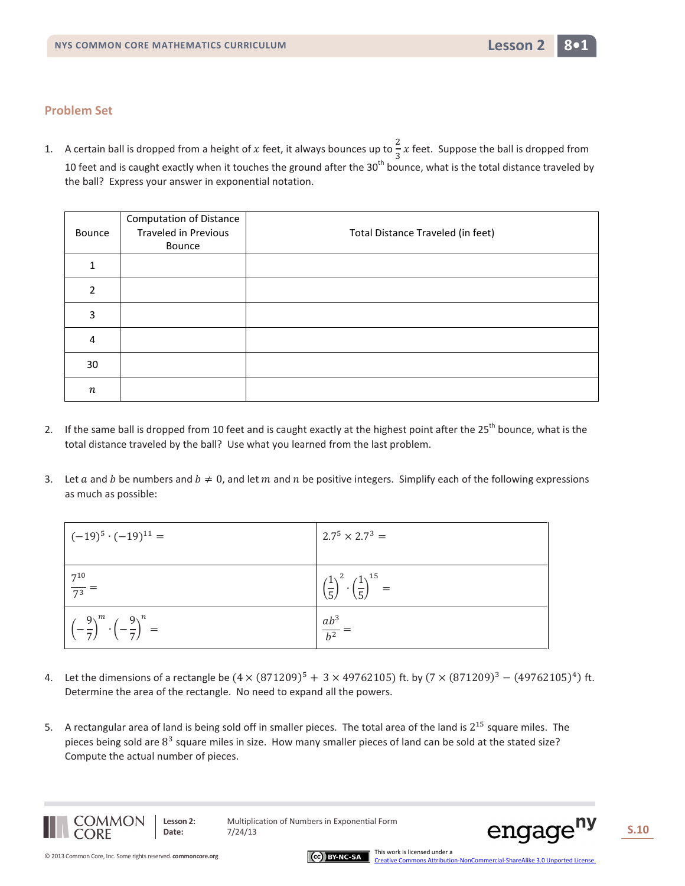## Problem Set

1. A certain ball is dropped from a height of $x$ feet, it always bounces up to $\frac{2}{3}x$ feet. Suppose the ball is dropped from 10 feet and is caught exactly when it touches the ground after the 30th bounce, what is the total distance traveled by the ball? Express your answer in exponential notation.

| Bounce | Computation of Distance Traveled in Previous Bounce | Total Distance Traveled (in feet) |
|---|---|---|
| 1 | | |
| 2 | | |
| 3 | | |
| 4 | | |
| 30 | | |
| $n$ | | |

2. If the same ball is dropped from 10 feet and is caught exactly at the highest point after the 25th bounce, what is the total distance traveled by the ball? Use what you learned from the last problem.

3. Let $a$ and $b$ be numbers and $b \neq 0$, and let $m$ and $n$ be positive integers. Simplify each of the following expressions as much as possible:

| | |
|---|---|
| $(-19)^5 \cdot (-19)^{11} =$ | $2.7^5 \times 2.7^3 =$ |
| $\frac{7^{10}}{7^3} =$ | $\left(\frac{1}{5}\right)^2 \cdot \left(\frac{1}{5}\right)^{15} =$ |
| $\left(-\frac{9}{7}\right)^m \cdot \left(-\frac{9}{7}\right)^n =$ | $\frac{ab^3}{b^2} =$ |

4. Let the dimensions of a rectangle be $(4 \times (871209)^5 + 3 \times 49762105)$ ft. by $(7 \times (871209)^3 - (49762105)^4)$ ft. Determine the area of the rectangle. No need to expand all the powers.

5. A rectangular area of land is being sold off in smaller pieces. The total area of the land is $2^{15}$ square miles. The pieces being sold are $8^3$ square miles in size. How many smaller pieces of land can be sold at the stated size? Compute the actual number of pieces.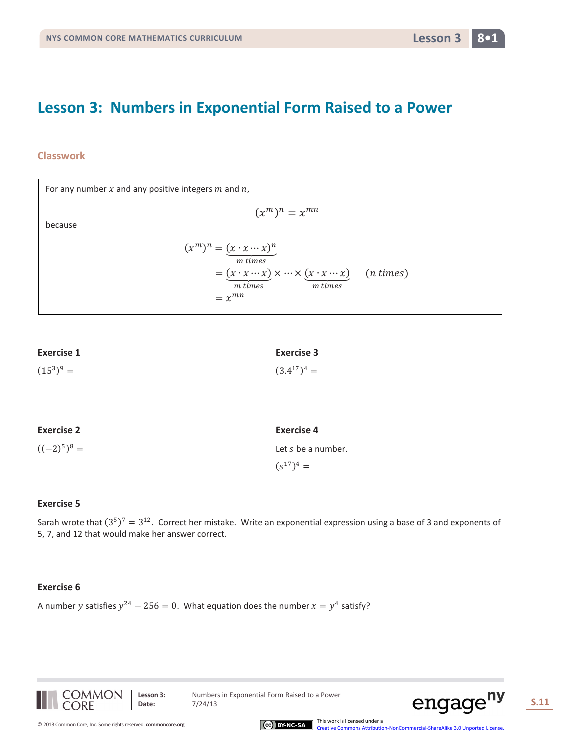# Lesson 3: Numbers in Exponential Form Raised to a Power

## Classwork

For any number $x$ and any positive integers $m$ and $n$,

$$(x^m)^n = x^{mn}$$

because

$$\begin{aligned}(x^m)^n &= (\underbrace{x \cdot x \cdots x}_{m\ times})^n \\ &= \underbrace{(x \cdot x \cdots x)}_{m\ times} \times \cdots \times \underbrace{(x \cdot x \cdots x)}_{m\ times} \quad (n\ times) \\ &= x^{mn}\end{aligned}$$

### Exercise 1

$(15^3)^9 =$

### Exercise 2

$((-2)^5)^8 =$

### Exercise 3

$(3.4^{17})^4 =$

### Exercise 4

Let $s$ be a number.

$(s^{17})^4 =$

### Exercise 5

Sarah wrote that $(3^5)^7 = 3^{12}$. Correct her mistake. Write an exponential expression using a base of 3 and exponents of 5, 7, and 12 that would make her answer correct.

### Exercise 6

A number $y$ satisfies $y^{24} - 256 = 0$. What equation does the number $x = y^4$ satisfy?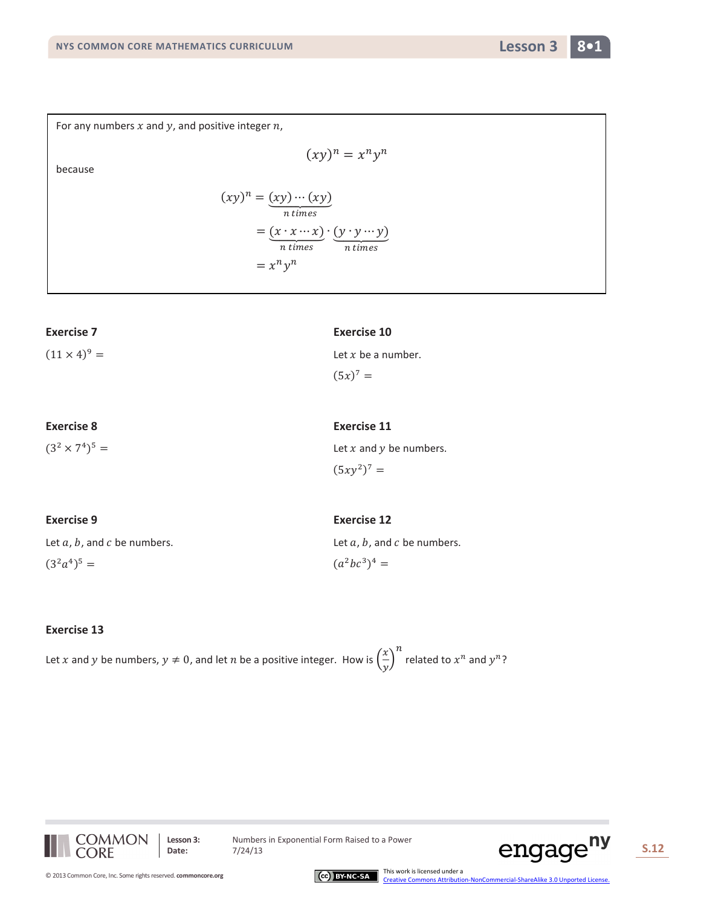For any numbers $x$ and $y$, and positive integer $n$,

$$(xy)^n = x^n y^n$$

because

$$\begin{aligned}(xy)^n &= \underbrace{(xy)\cdots(xy)}_{n\ times} \\ &= \underbrace{(x \cdot x \cdots x)}_{n\ times} \cdot \underbrace{(y \cdot y \cdots y)}_{n\ times} \\ &= x^n y^n\end{aligned}$$

**Exercise 7**

$(11 \times 4)^9 =$

**Exercise 8**

$(3^2 \times 7^4)^5 =$

**Exercise 9**

Let $a$, $b$, and $c$ be numbers.

$(3^2 a^4)^5 =$

**Exercise 10**

Let $x$ be a number.

$(5x)^7 =$

**Exercise 11**

Let $x$ and $y$ be numbers.

$(5xy^2)^7 =$

**Exercise 12**

Let $a$, $b$, and $c$ be numbers.

$(a^2 bc^3)^4 =$

**Exercise 13**

Let $x$ and $y$ be numbers, $y \neq 0$, and let $n$ be a positive integer. How is $\left(\frac{x}{y}\right)^n$ related to $x^n$ and $y^n$?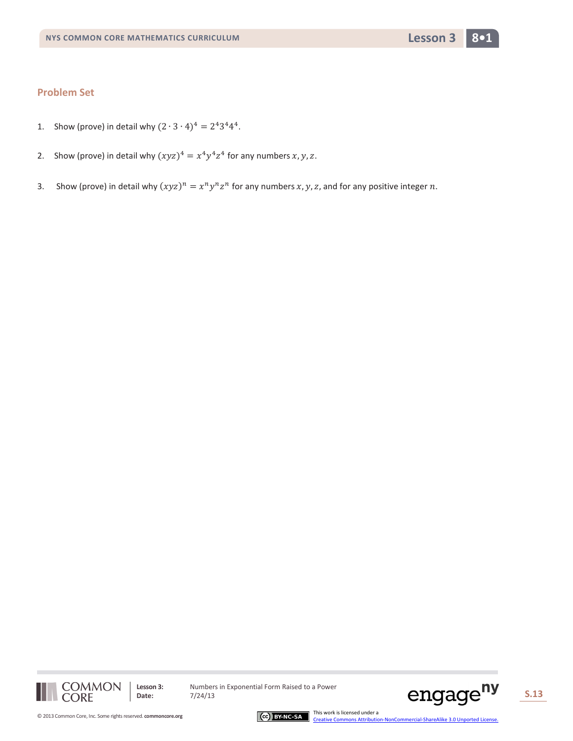## Problem Set

1. Show (prove) in detail why $(2 \cdot 3 \cdot 4)^4 = 2^4 3^4 4^4$.

2. Show (prove) in detail why $(xyz)^4 = x^4 y^4 z^4$ for any numbers $x, y, z$.

3. Show (prove) in detail why $(xyz)^n = x^n y^n z^n$ for any numbers $x, y, z$, and for any positive integer $n$.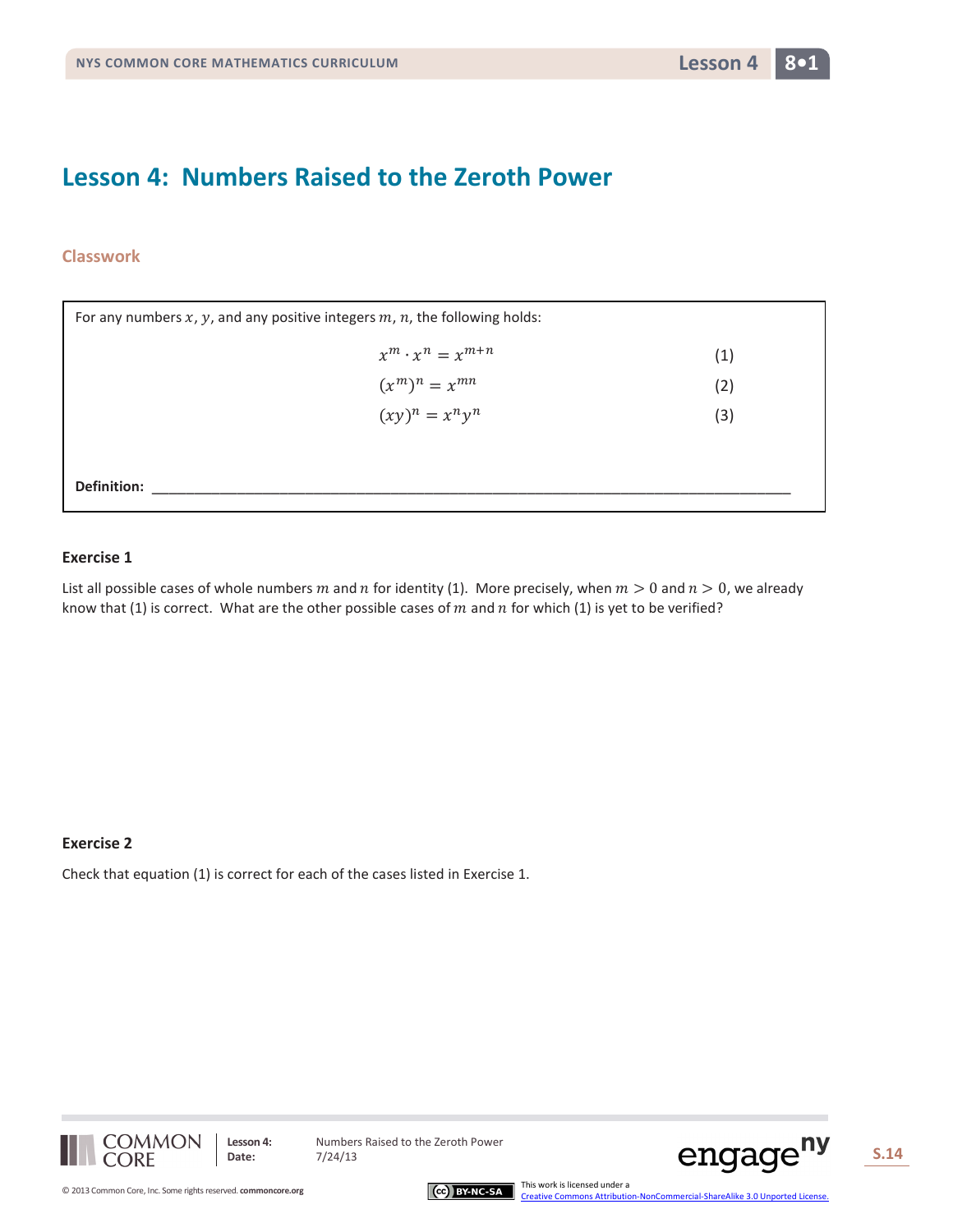# Lesson 4: Numbers Raised to the Zeroth Power

## Classwork

For any numbers $x$, $y$, and any positive integers $m$, $n$, the following holds:

$$x^m \cdot x^n = x^{m+n} \qquad (1)$$

$$(x^m)^n = x^{mn} \qquad (2)$$

$$(xy)^n = x^n y^n \qquad (3)$$

**Definition:** ________________________________________________________________________________

### Exercise 1

List all possible cases of whole numbers $m$ and $n$ for identity (1). More precisely, when $m > 0$ and $n > 0$, we already know that (1) is correct. What are the other possible cases of $m$ and $n$ for which (1) is yet to be verified?

### Exercise 2

Check that equation (1) is correct for each of the cases listed in Exercise 1.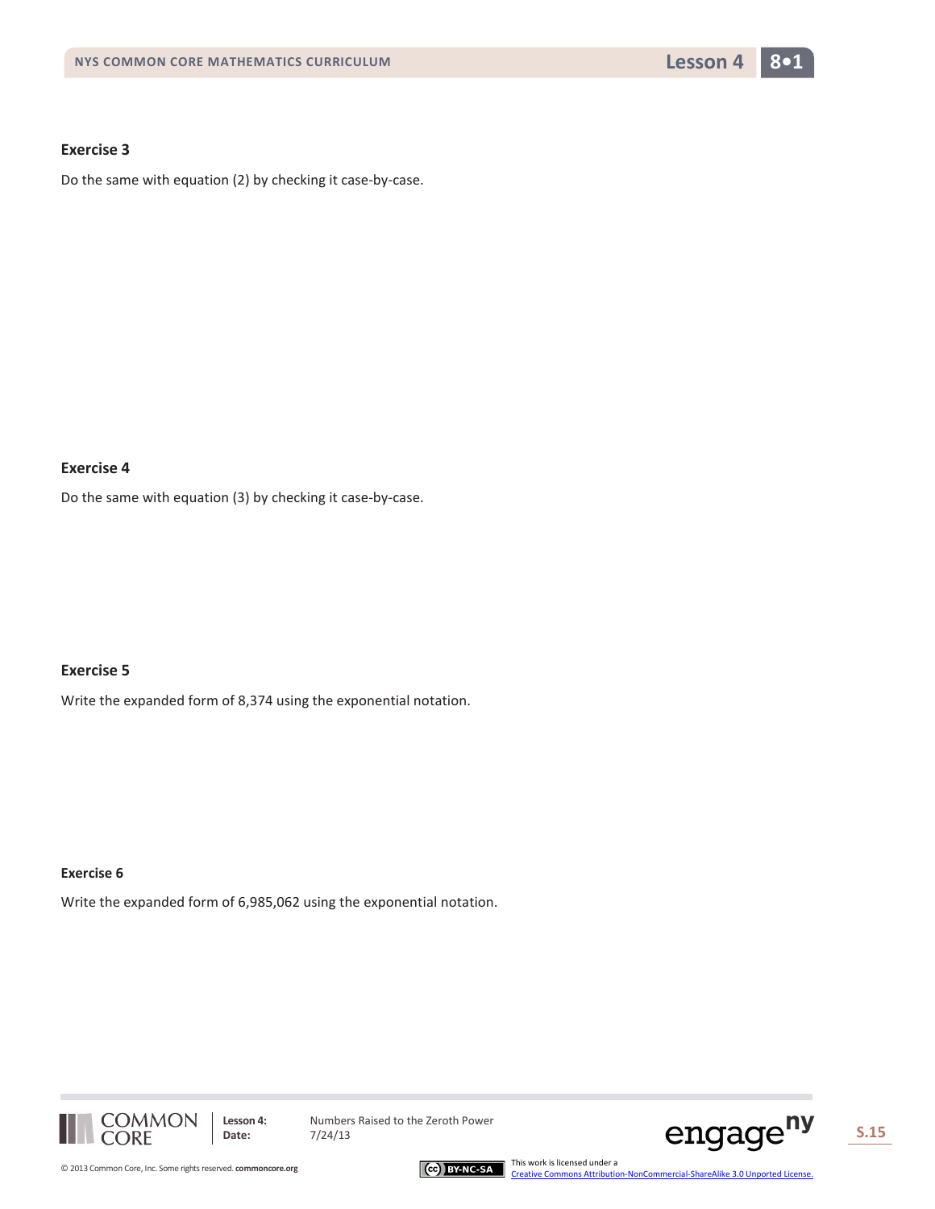**Exercise 3**

Do the same with equation (2) by checking it case-by-case.

**Exercise 4**

Do the same with equation (3) by checking it case-by-case.

**Exercise 5**

Write the expanded form of 8,374 using the exponential notation.

**Exercise 6**

Write the expanded form of 6,985,062 using the exponential notation.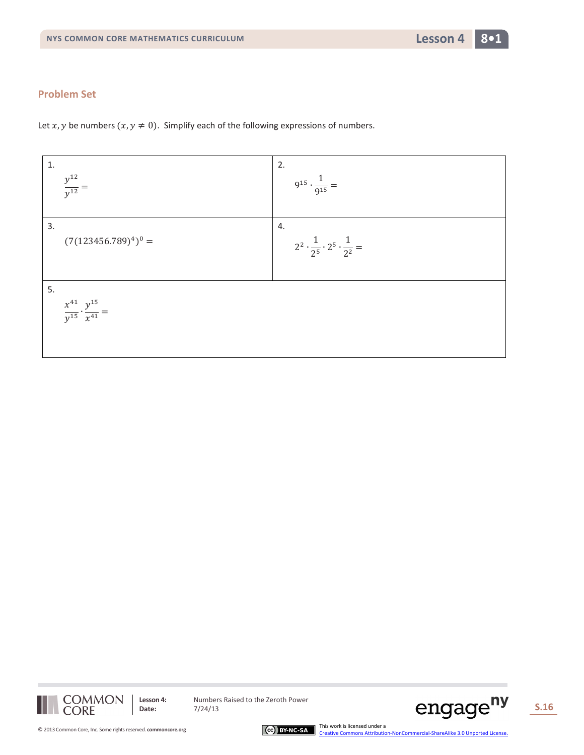## Problem Set

Let $x, y$ be numbers $(x, y \neq 0)$. Simplify each of the following expressions of numbers.

| | |
|---|---|
| 1. $\dfrac{y^{12}}{y^{12}} =$ | 2. $9^{15} \cdot \dfrac{1}{9^{15}} =$ |
| 3. $(7(123456.789)^4)^0 =$ | 4. $2^2 \cdot \dfrac{1}{2^5} \cdot 2^5 \cdot \dfrac{1}{2^2} =$ |
| 5. $\dfrac{x^{41}}{y^{15}} \cdot \dfrac{y^{15}}{x^{41}} =$ | |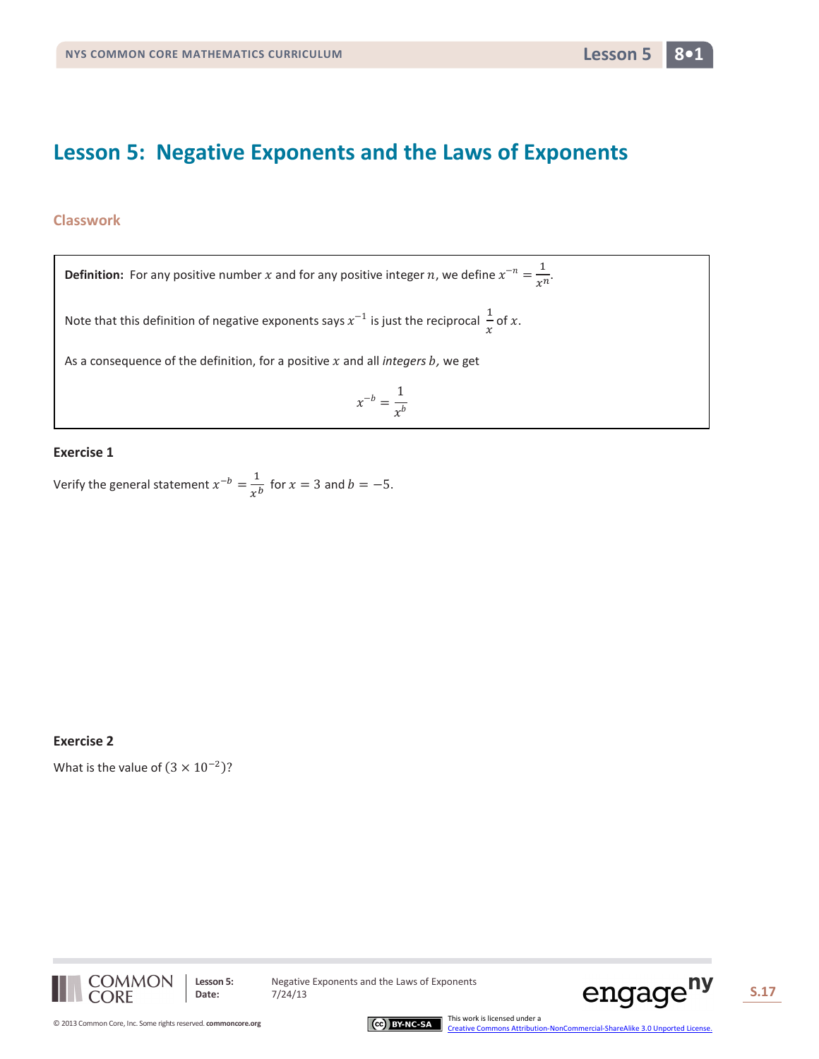# Lesson 5: Negative Exponents and the Laws of Exponents

## Classwork

**Definition:** For any positive number $x$ and for any positive integer $n$, we define $x^{-n} = \frac{1}{x^n}$.

Note that this definition of negative exponents says $x^{-1}$ is just the reciprocal $\frac{1}{x}$ of $x$.

As a consequence of the definition, for a positive $x$ and all *integers* $b$, we get

$$x^{-b} = \frac{1}{x^b}$$

### Exercise 1

Verify the general statement $x^{-b} = \frac{1}{x^b}$ for $x = 3$ and $b = -5$.

### Exercise 2

What is the value of $(3 \times 10^{-2})$?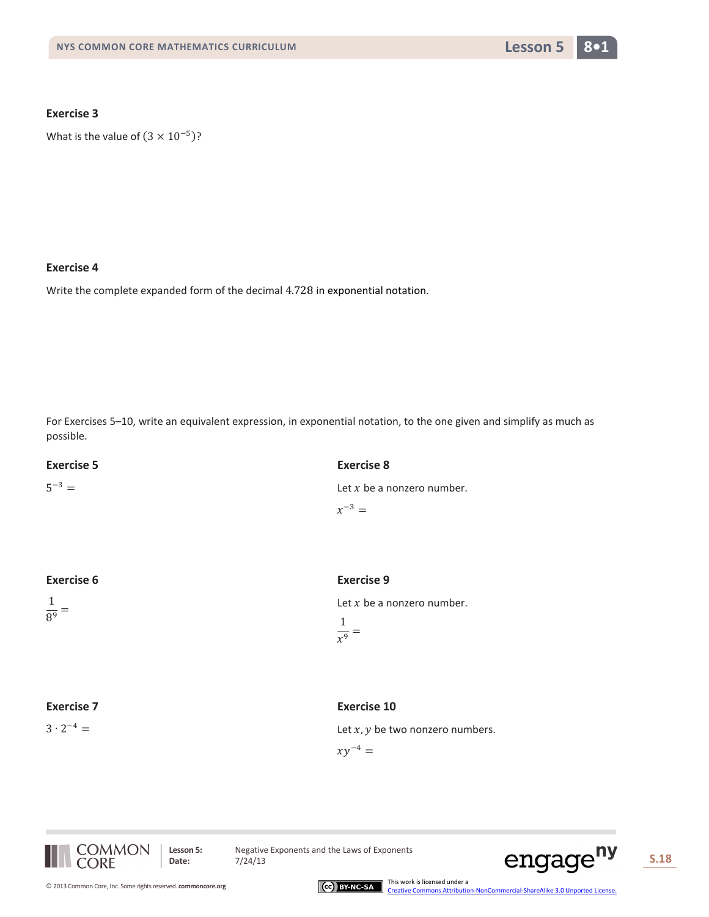### Exercise 3

What is the value of $(3 \times 10^{-5})$?

### Exercise 4

Write the complete expanded form of the decimal $4.728$ in exponential notation.

For Exercises 5–10, write an equivalent expression, in exponential notation, to the one given and simplify as much as possible.

### Exercise 5

$5^{-3} =$

### Exercise 6

$\frac{1}{8^9} =$

### Exercise 7

$3 \cdot 2^{-4} =$

### Exercise 8

Let $x$ be a nonzero number.

$x^{-3} =$

### Exercise 9

Let $x$ be a nonzero number.

$\frac{1}{x^9} =$

### Exercise 10

Let $x, y$ be two nonzero numbers.

$xy^{-4} =$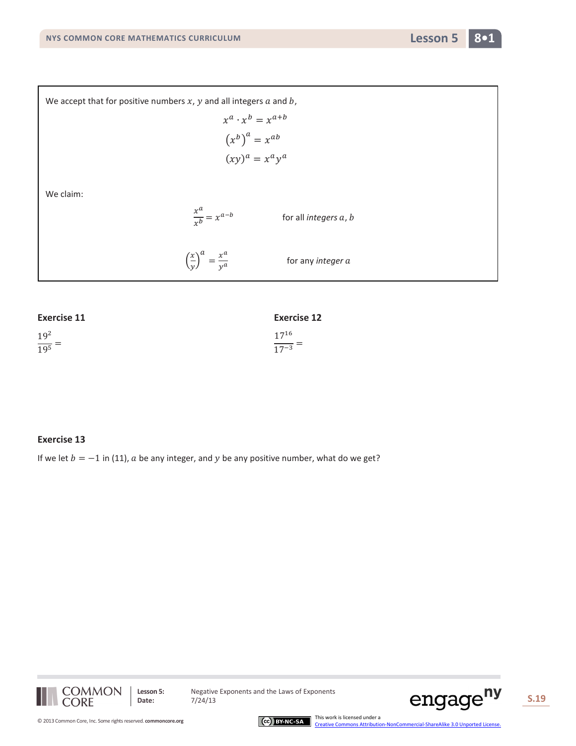We accept that for positive numbers $x$, $y$ and all integers $a$ and $b$,

$$x^a \cdot x^b = x^{a+b}$$

$$\left(x^b\right)^a = x^{ab}$$

$$(xy)^a = x^a y^a$$

We claim:

$$\frac{x^a}{x^b} = x^{a-b} \qquad \text{for all } \textit{integers } a, b$$

$$\left(\frac{x}{y}\right)^a = \frac{x^a}{y^a} \qquad \text{for any } \textit{integer } a$$

### Exercise 11

$$\frac{19^2}{19^5} =$$

### Exercise 12

$$\frac{17^{16}}{17^{-3}} =$$

### Exercise 13

If we let $b = -1$ in (11), $a$ be any integer, and $y$ be any positive number, what do we get?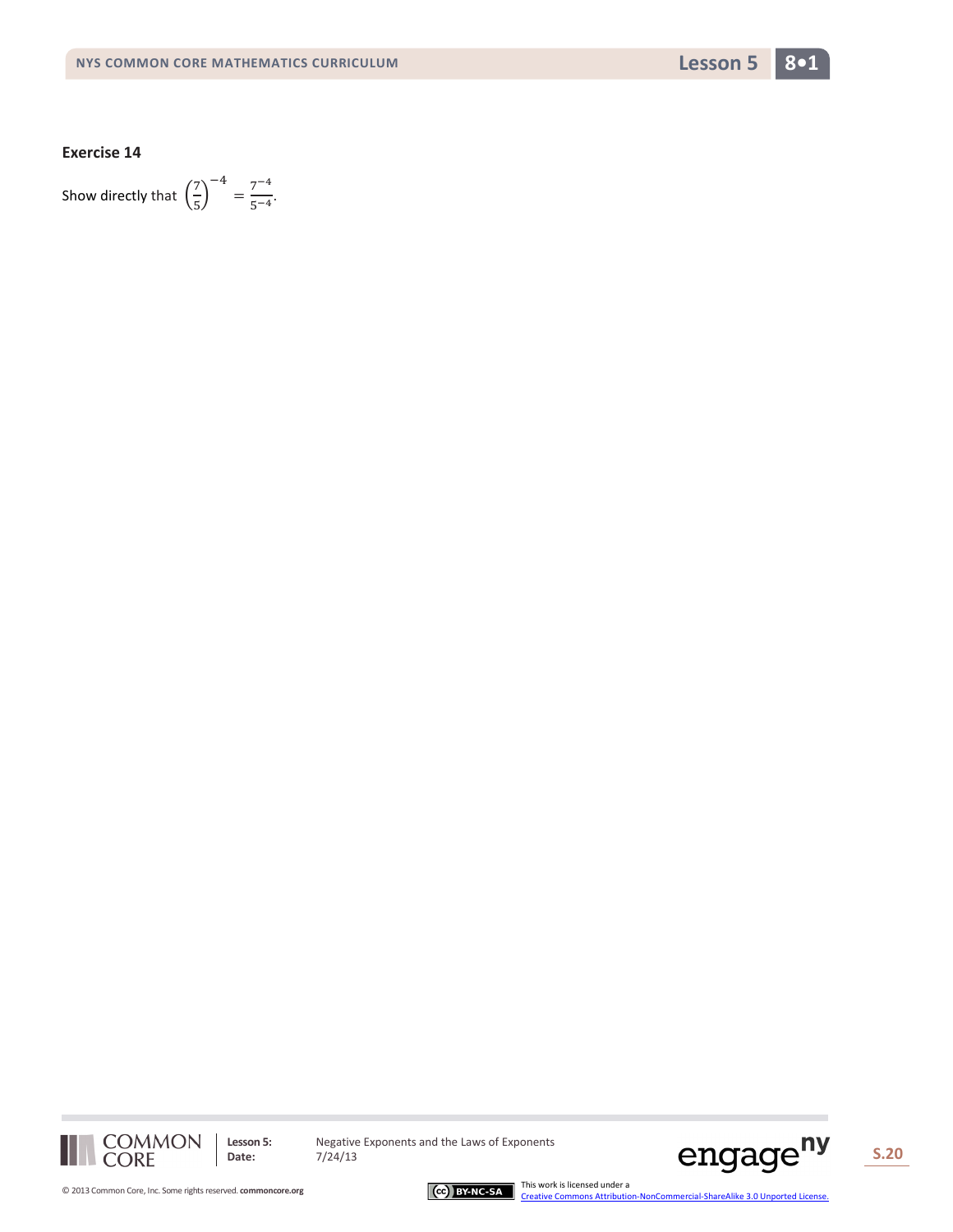**Exercise 14**

Show directly that $\left(\frac{7}{5}\right)^{-4} = \frac{7^{-4}}{5^{-4}}$.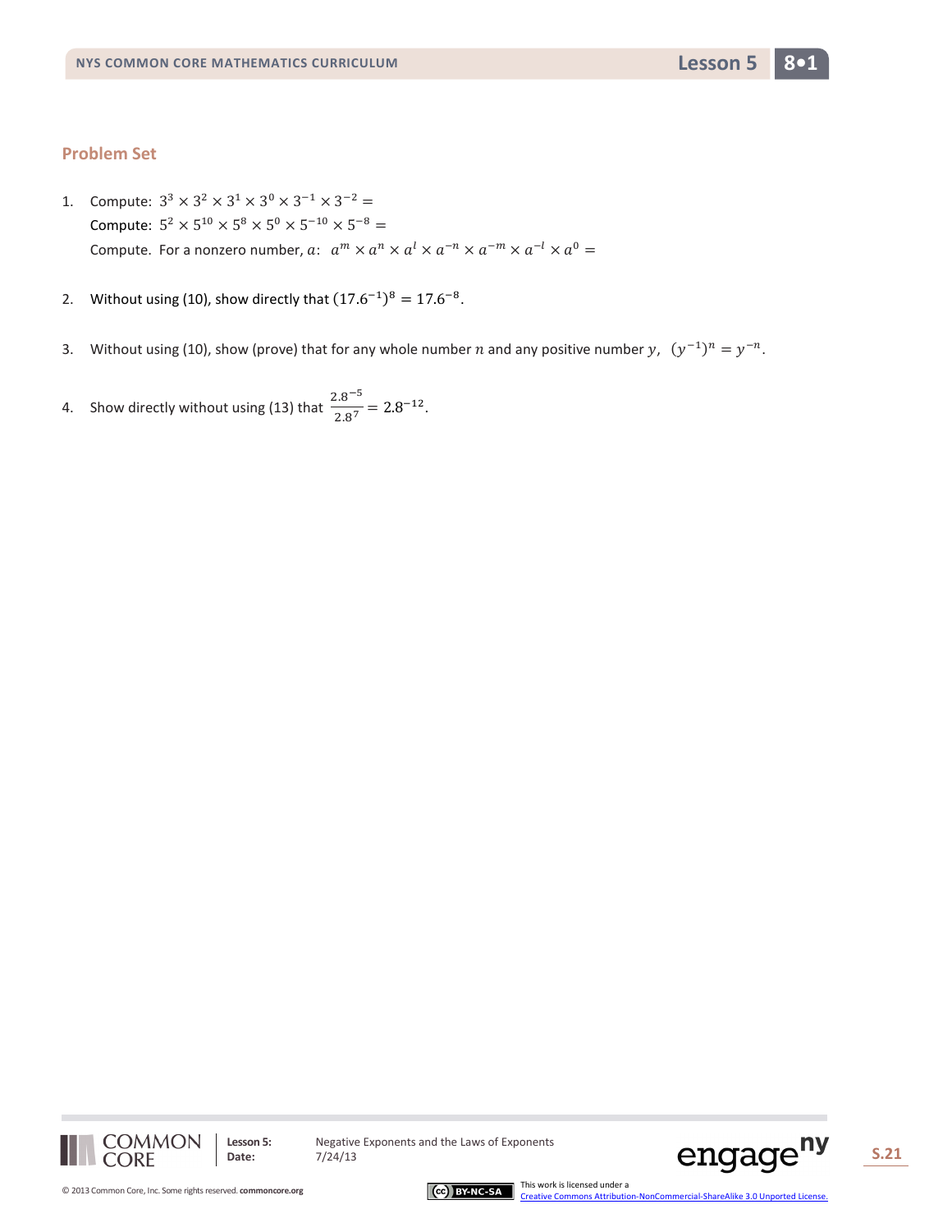## Problem Set

1. Compute: $3^3 \times 3^2 \times 3^1 \times 3^0 \times 3^{-1} \times 3^{-2} =$

   Compute: $5^2 \times 5^{10} \times 5^8 \times 5^0 \times 5^{-10} \times 5^{-8} =$

   Compute. For a nonzero number, $a$: $a^m \times a^n \times a^l \times a^{-n} \times a^{-m} \times a^{-l} \times a^0 =$

2. Without using (10), show directly that $(17.6^{-1})^8 = 17.6^{-8}$.

3. Without using (10), show (prove) that for any whole number $n$ and any positive number $y$, $(y^{-1})^n = y^{-n}$.

4. Show directly without using (13) that $\frac{2.8^{-5}}{2.8^7} = 2.8^{-12}$.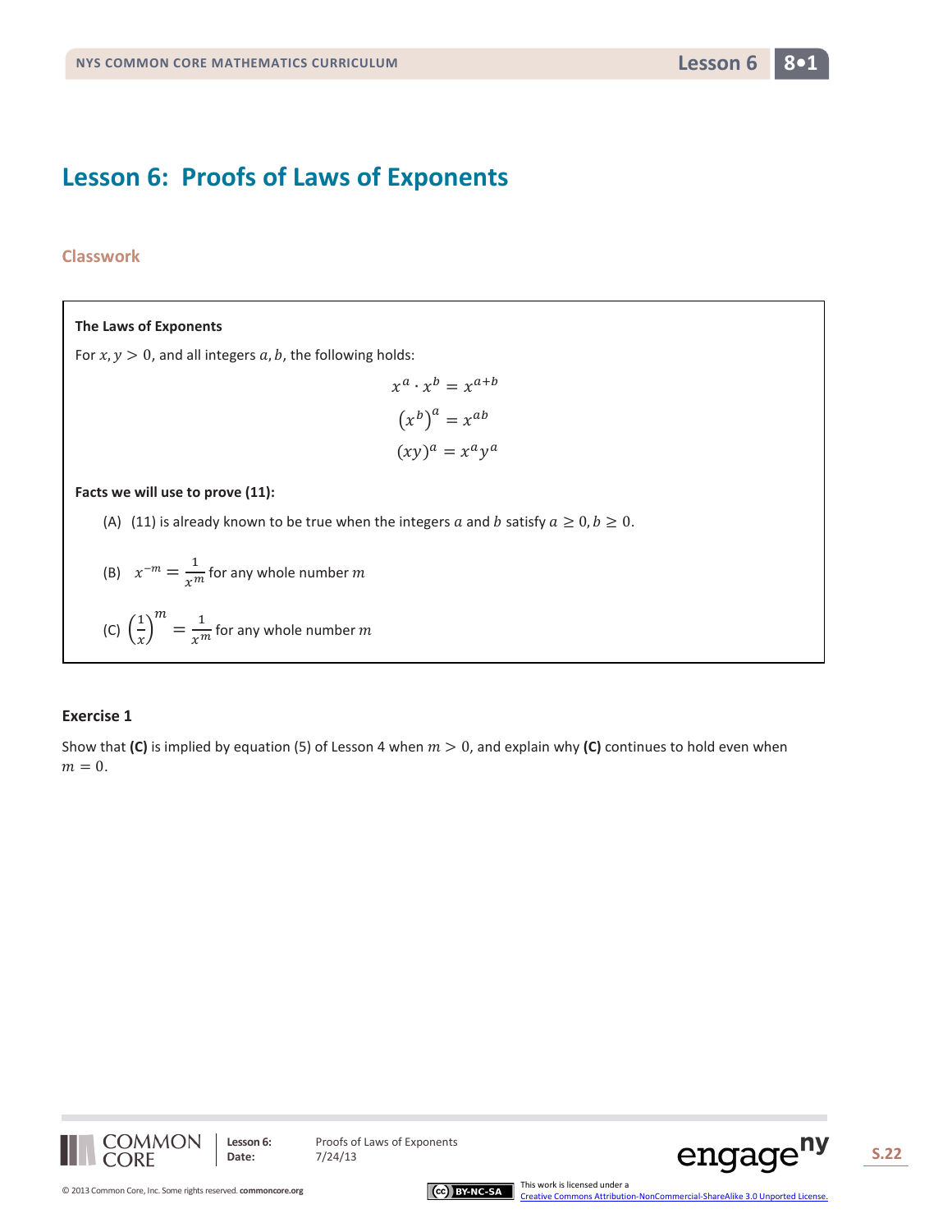# Lesson 6: Proofs of Laws of Exponents

## Classwork

**The Laws of Exponents**

For $x, y > 0$, and all integers $a, b$, the following holds:

$$x^a \cdot x^b = x^{a+b}$$

$$(x^b)^a = x^{ab}$$

$$(xy)^a = x^a y^a$$

**Facts we will use to prove (11):**

(A) (11) is already known to be true when the integers $a$ and $b$ satisfy $a \geq 0, b \geq 0$.

(B) $x^{-m} = \frac{1}{x^m}$ for any whole number $m$

(C) $\left(\frac{1}{x}\right)^m = \frac{1}{x^m}$ for any whole number $m$

### Exercise 1

Show that **(C)** is implied by equation (5) of Lesson 4 when $m > 0$, and explain why **(C)** continues to hold even when $m = 0$.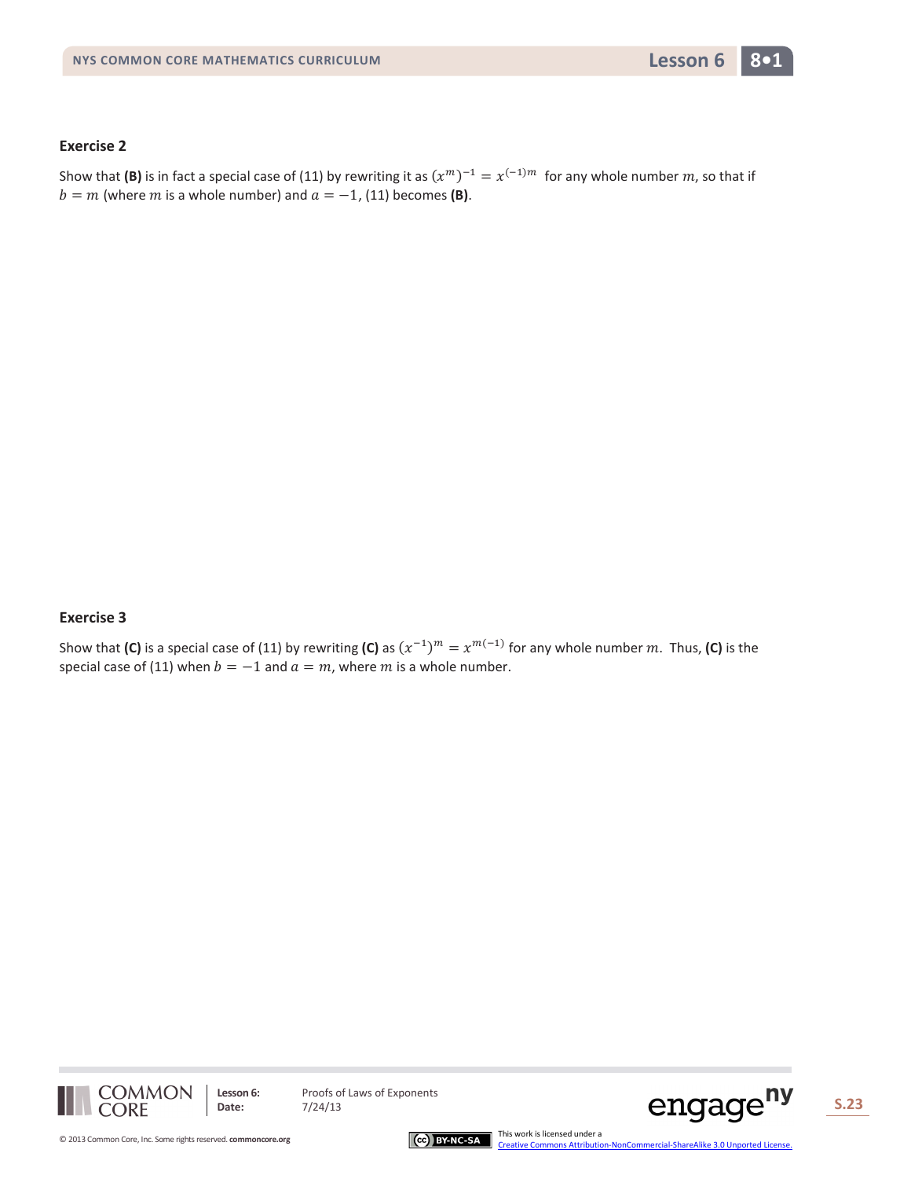### Exercise 2

Show that **(B)** is in fact a special case of (11) by rewriting it as $(x^m)^{-1} = x^{(-1)m}$ for any whole number $m$, so that if $b = m$ (where $m$ is a whole number) and $a = -1$, (11) becomes **(B)**.

### Exercise 3

Show that **(C)** is a special case of (11) by rewriting **(C)** as $(x^{-1})^m = x^{m(-1)}$ for any whole number $m$. Thus, **(C)** is the special case of (11) when $b = -1$ and $a = m$, where $m$ is a whole number.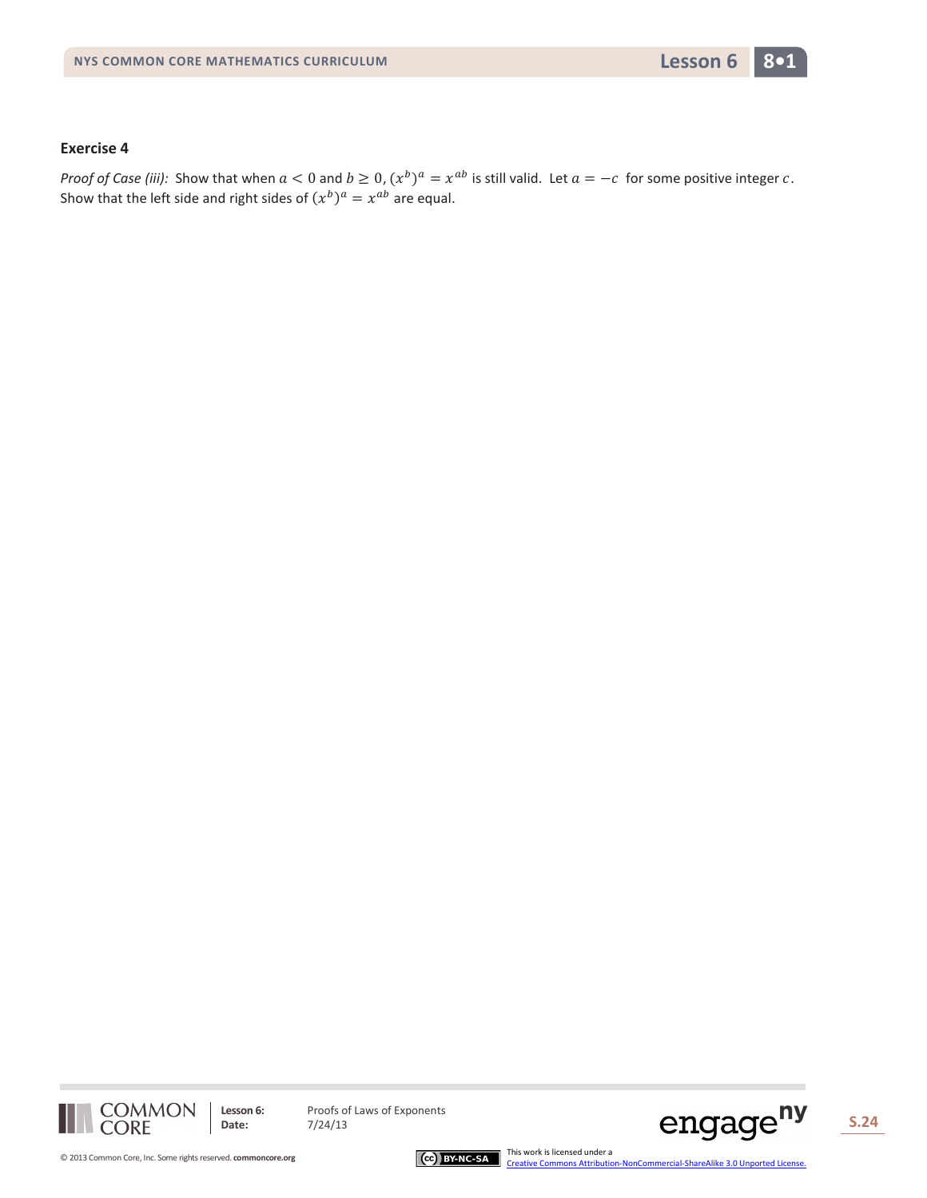### Exercise 4

*Proof of Case (iii):* Show that when $a < 0$ and $b \geq 0$, $(x^b)^a = x^{ab}$ is still valid. Let $a = -c$ for some positive integer $c$. Show that the left side and right sides of $(x^b)^a = x^{ab}$ are equal.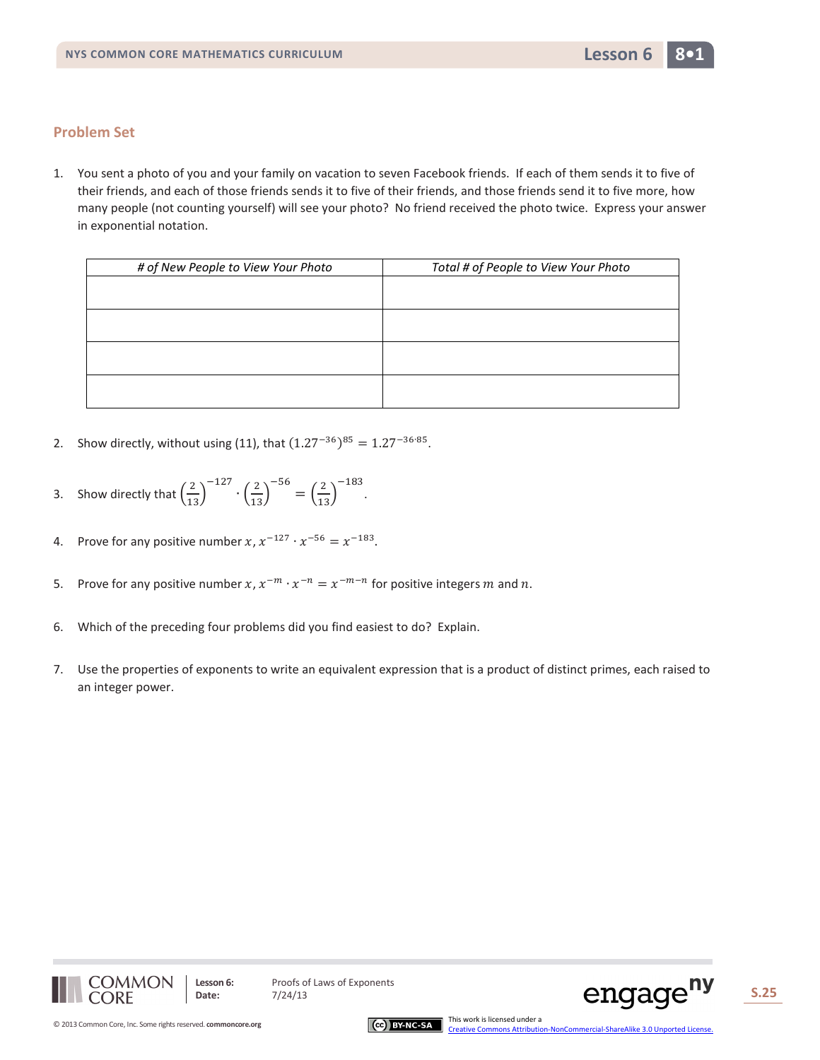## Problem Set

1. You sent a photo of you and your family on vacation to seven Facebook friends. If each of them sends it to five of their friends, and each of those friends sends it to five of their friends, and those friends send it to five more, how many people (not counting yourself) will see your photo? No friend received the photo twice. Express your answer in exponential notation.

| # of New People to View Your Photo | Total # of People to View Your Photo |
| --- | --- |
| | |
| | |
| | |
| | |

2. Show directly, without using (11), that $(1.27^{-36})^{85} = 1.27^{-36 \cdot 85}$.

3. Show directly that $\left(\frac{2}{13}\right)^{-127} \cdot \left(\frac{2}{13}\right)^{-56} = \left(\frac{2}{13}\right)^{-183}$.

4. Prove for any positive number $x$, $x^{-127} \cdot x^{-56} = x^{-183}$.

5. Prove for any positive number $x$, $x^{-m} \cdot x^{-n} = x^{-m-n}$ for positive integers $m$ and $n$.

6. Which of the preceding four problems did you find easiest to do? Explain.

7. Use the properties of exponents to write an equivalent expression that is a product of distinct primes, each raised to an integer power.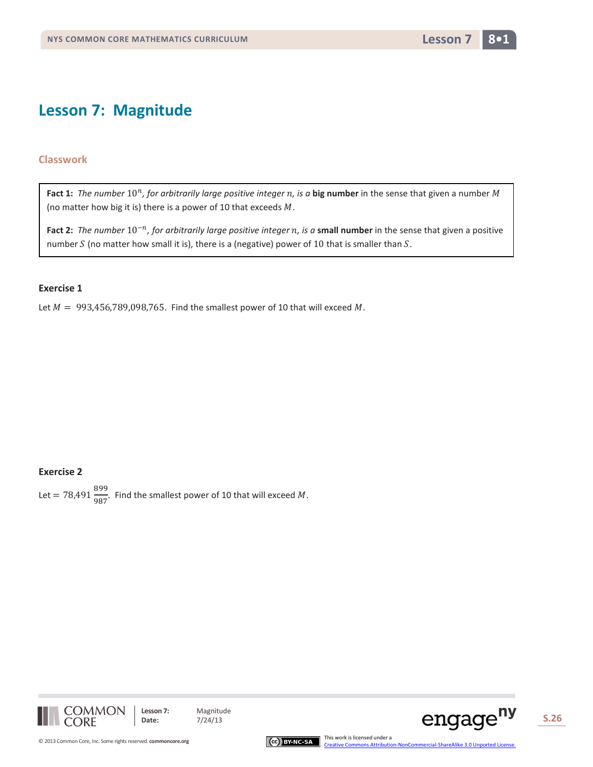# Lesson 7: Magnitude

## Classwork

**Fact 1:** *The number $10^n$, for arbitrarily large positive integer $n$, is a* **big number** in the sense that given a number $M$ (no matter how big it is) there is a power of 10 that exceeds $M$.

**Fact 2:** *The number $10^{-n}$, for arbitrarily large positive integer $n$, is a* **small number** in the sense that given a positive number $S$ (no matter how small it is), there is a (negative) power of 10 that is smaller than $S$.

### Exercise 1

Let $M = 993{,}456{,}789{,}098{,}765$. Find the smallest power of 10 that will exceed $M$.

### Exercise 2

Let $= 78{,}491\frac{899}{987}$. Find the smallest power of 10 that will exceed $M$.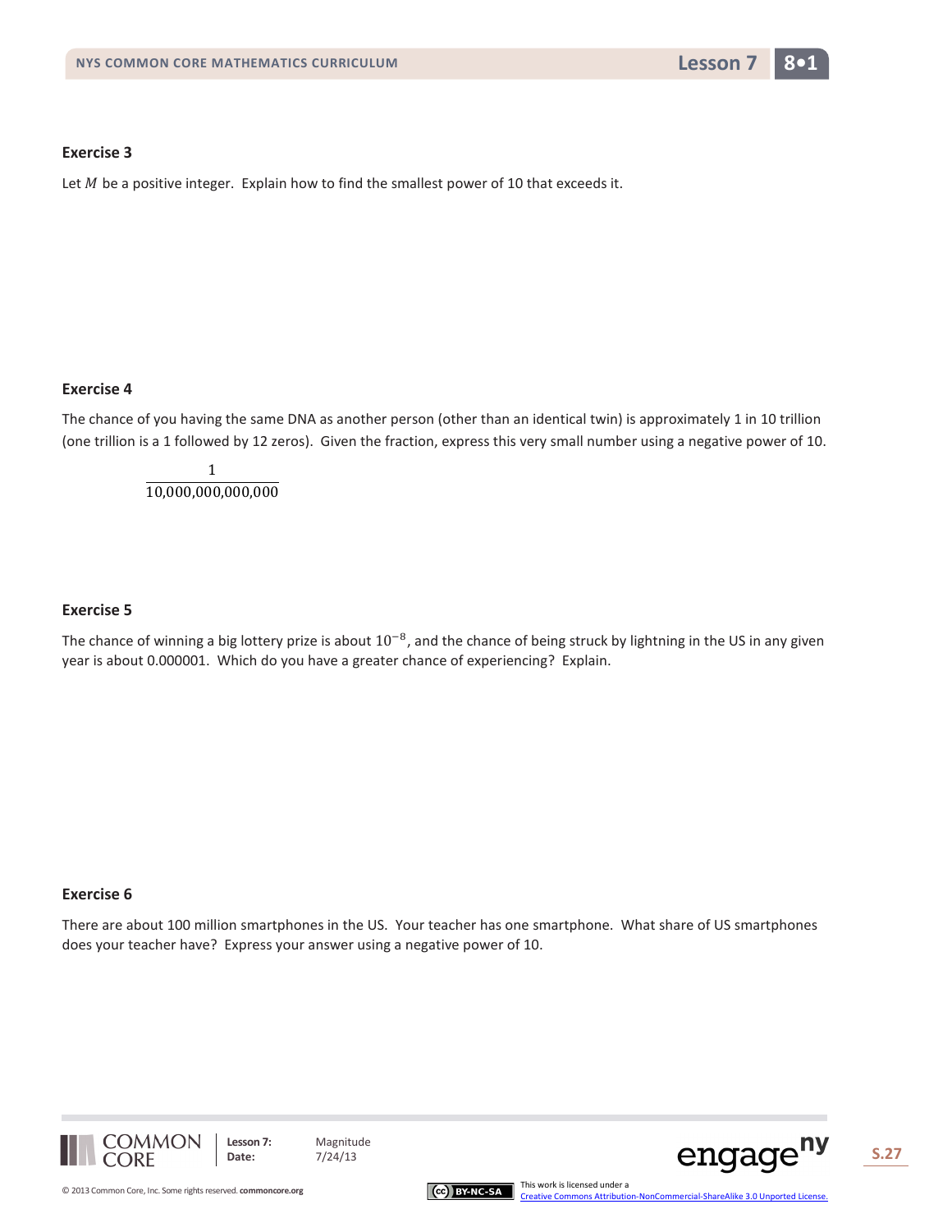### Exercise 3

Let $M$ be a positive integer. Explain how to find the smallest power of 10 that exceeds it.

### Exercise 4

The chance of you having the same DNA as another person (other than an identical twin) is approximately 1 in 10 trillion (one trillion is a 1 followed by 12 zeros). Given the fraction, express this very small number using a negative power of 10.

$$\frac{1}{10{,}000{,}000{,}000{,}000}$$

### Exercise 5

The chance of winning a big lottery prize is about $10^{-8}$, and the chance of being struck by lightning in the US in any given year is about 0.000001. Which do you have a greater chance of experiencing? Explain.

### Exercise 6

There are about 100 million smartphones in the US. Your teacher has one smartphone. What share of US smartphones does your teacher have? Express your answer using a negative power of 10.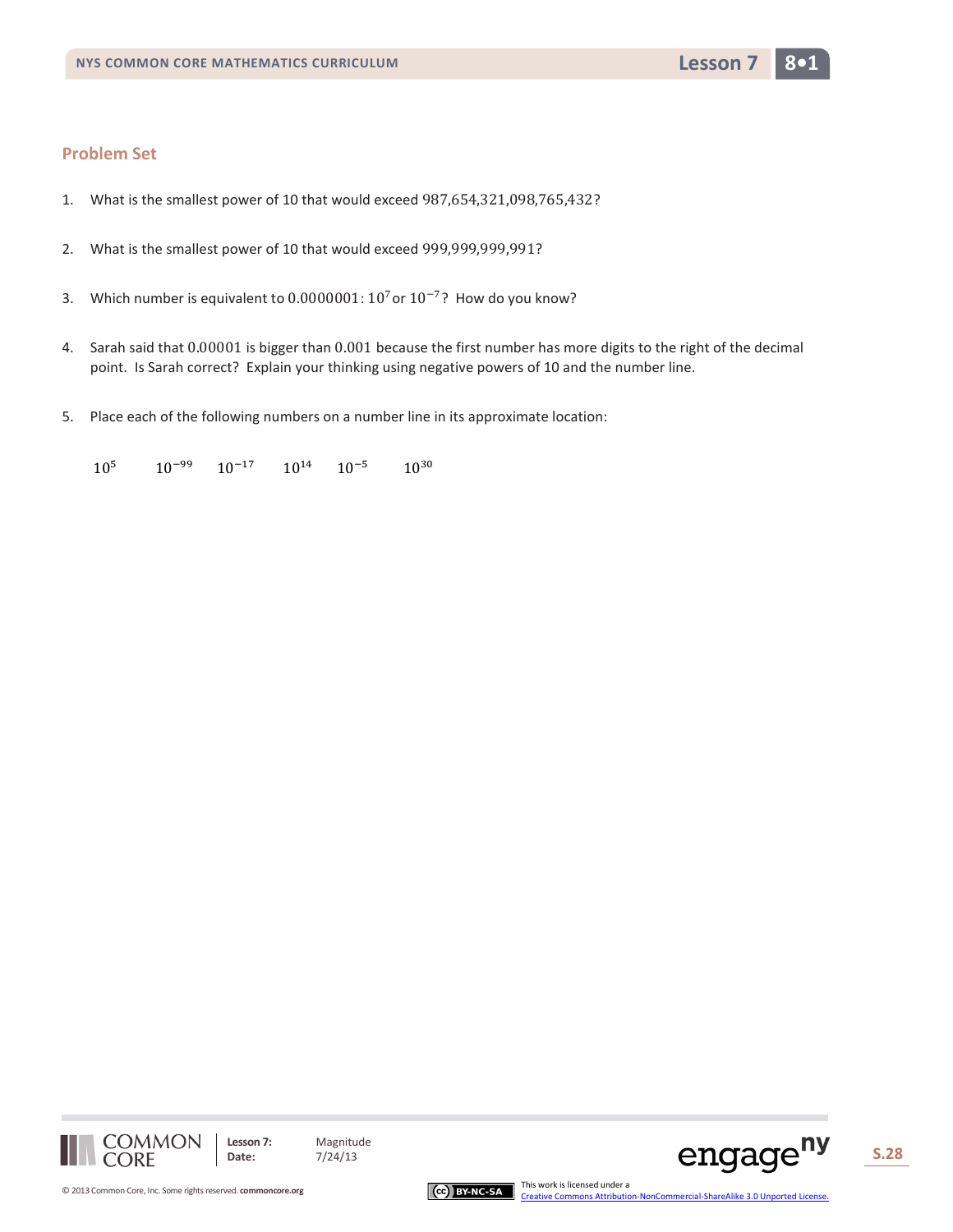## Problem Set

1. What is the smallest power of 10 that would exceed $987{,}654{,}321{,}098{,}765{,}432$?

2. What is the smallest power of 10 that would exceed $999{,}999{,}999{,}991$?

3. Which number is equivalent to $0.0000001$: $10^7$ or $10^{-7}$? How do you know?

4. Sarah said that $0.00001$ is bigger than $0.001$ because the first number has more digits to the right of the decimal point. Is Sarah correct? Explain your thinking using negative powers of 10 and the number line.

5. Place each of the following numbers on a number line in its approximate location:

   $10^5$ $\quad 10^{-99}$ $\quad 10^{-17}$ $\quad 10^{14}$ $\quad 10^{-5}$ $\quad 10^{30}$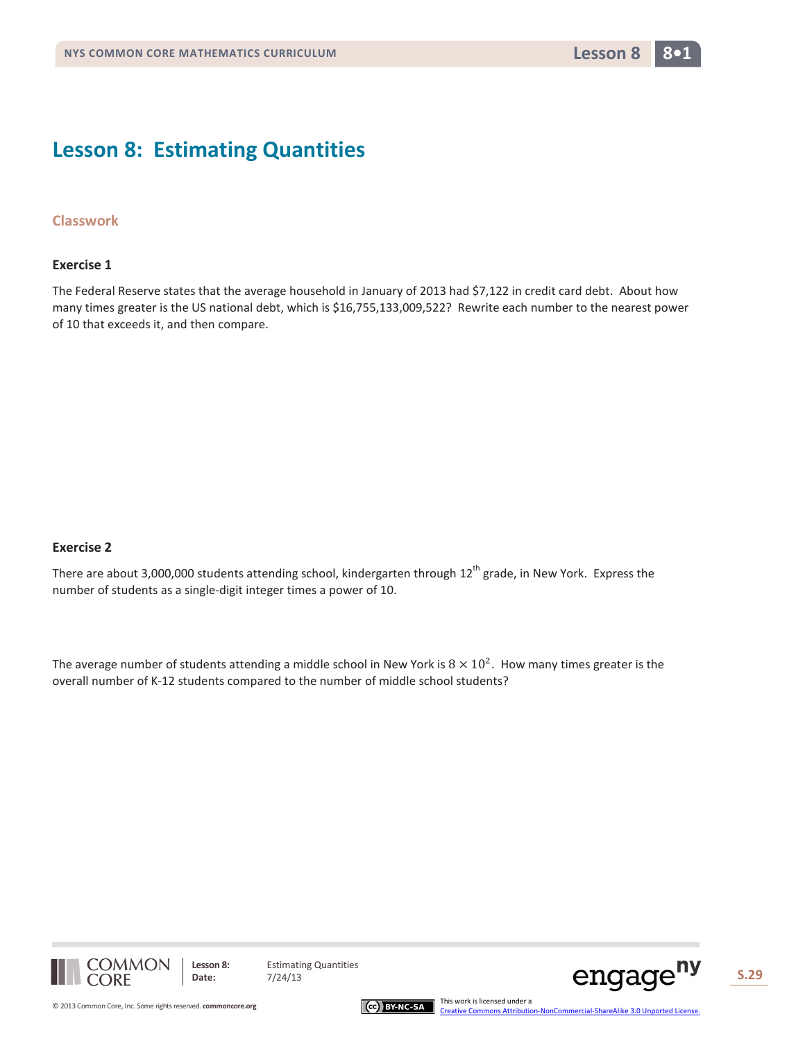# Lesson 8: Estimating Quantities

## Classwork

### Exercise 1

The Federal Reserve states that the average household in January of 2013 had $7,122 in credit card debt. About how many times greater is the US national debt, which is $16,755,133,009,522? Rewrite each number to the nearest power of 10 that exceeds it, and then compare.

### Exercise 2

There are about 3,000,000 students attending school, kindergarten through 12th grade, in New York. Express the number of students as a single-digit integer times a power of 10.

The average number of students attending a middle school in New York is $8 \times 10^2$. How many times greater is the overall number of K-12 students compared to the number of middle school students?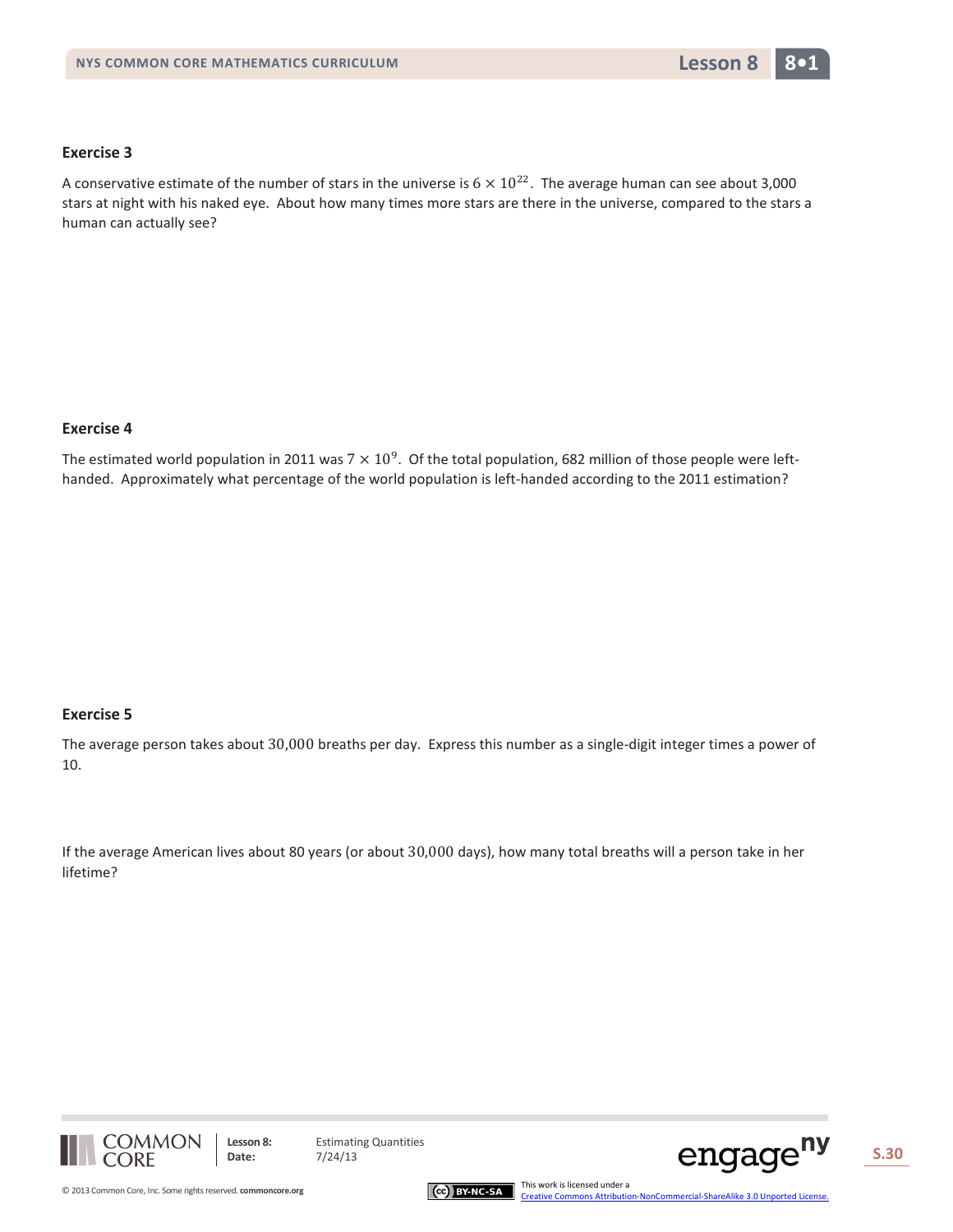### Exercise 3

A conservative estimate of the number of stars in the universe is $6 \times 10^{22}$. The average human can see about 3,000 stars at night with his naked eye. About how many times more stars are there in the universe, compared to the stars a human can actually see?

### Exercise 4

The estimated world population in 2011 was $7 \times 10^{9}$. Of the total population, 682 million of those people were left-handed. Approximately what percentage of the world population is left-handed according to the 2011 estimation?

### Exercise 5

The average person takes about $30{,}000$ breaths per day. Express this number as a single-digit integer times a power of 10.

If the average American lives about 80 years (or about $30{,}000$ days), how many total breaths will a person take in her lifetime?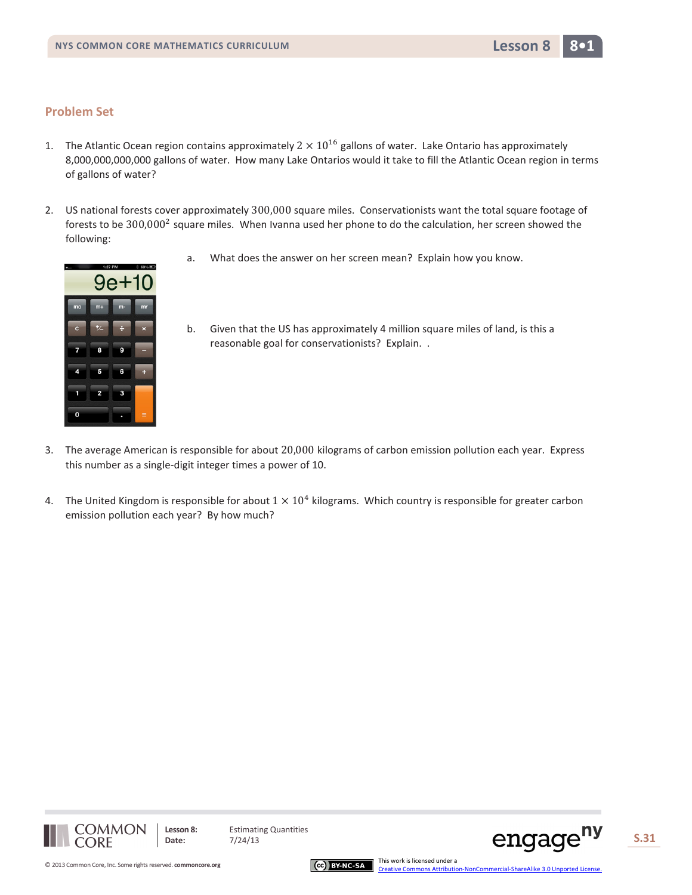## Problem Set

1. The Atlantic Ocean region contains approximately $2 \times 10^{16}$ gallons of water. Lake Ontario has approximately 8,000,000,000,000 gallons of water. How many Lake Ontarios would it take to fill the Atlantic Ocean region in terms of gallons of water?

2. US national forests cover approximately $300{,}000$ square miles. Conservationists want the total square footage of forests to be $300{,}000^2$ square miles. When Ivanna used her phone to do the calculation, her screen showed the following:

   a. What does the answer on her screen mean? Explain how you know.

   b. Given that the US has approximately 4 million square miles of land, is this a reasonable goal for conservationists? Explain. .

3. The average American is responsible for about $20{,}000$ kilograms of carbon emission pollution each year. Express this number as a single-digit integer times a power of 10.

4. The United Kingdom is responsible for about $1 \times 10^4$ kilograms. Which country is responsible for greater carbon emission pollution each year? By how much?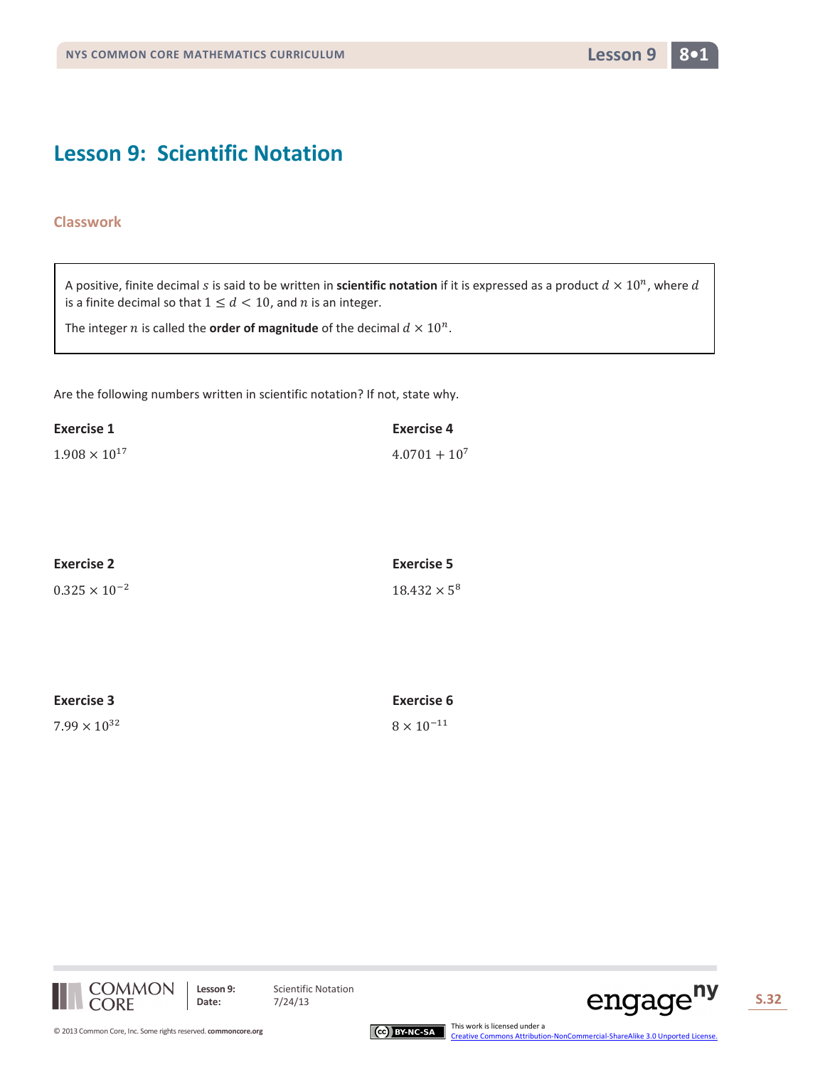# Lesson 9: Scientific Notation

## Classwork

A positive, finite decimal $s$ is said to be written in **scientific notation** if it is expressed as a product $d \times 10^n$, where $d$ is a finite decimal so that $1 \leq d < 10$, and $n$ is an integer.

The integer $n$ is called the **order of magnitude** of the decimal $d \times 10^n$.

Are the following numbers written in scientific notation? If not, state why.

**Exercise 1**

$1.908 \times 10^{17}$

**Exercise 2**

$0.325 \times 10^{-2}$

**Exercise 3**

$7.99 \times 10^{32}$

**Exercise 4**

$4.0701 + 10^7$

**Exercise 5**

$18.432 \times 5^8$

**Exercise 6**

$8 \times 10^{-11}$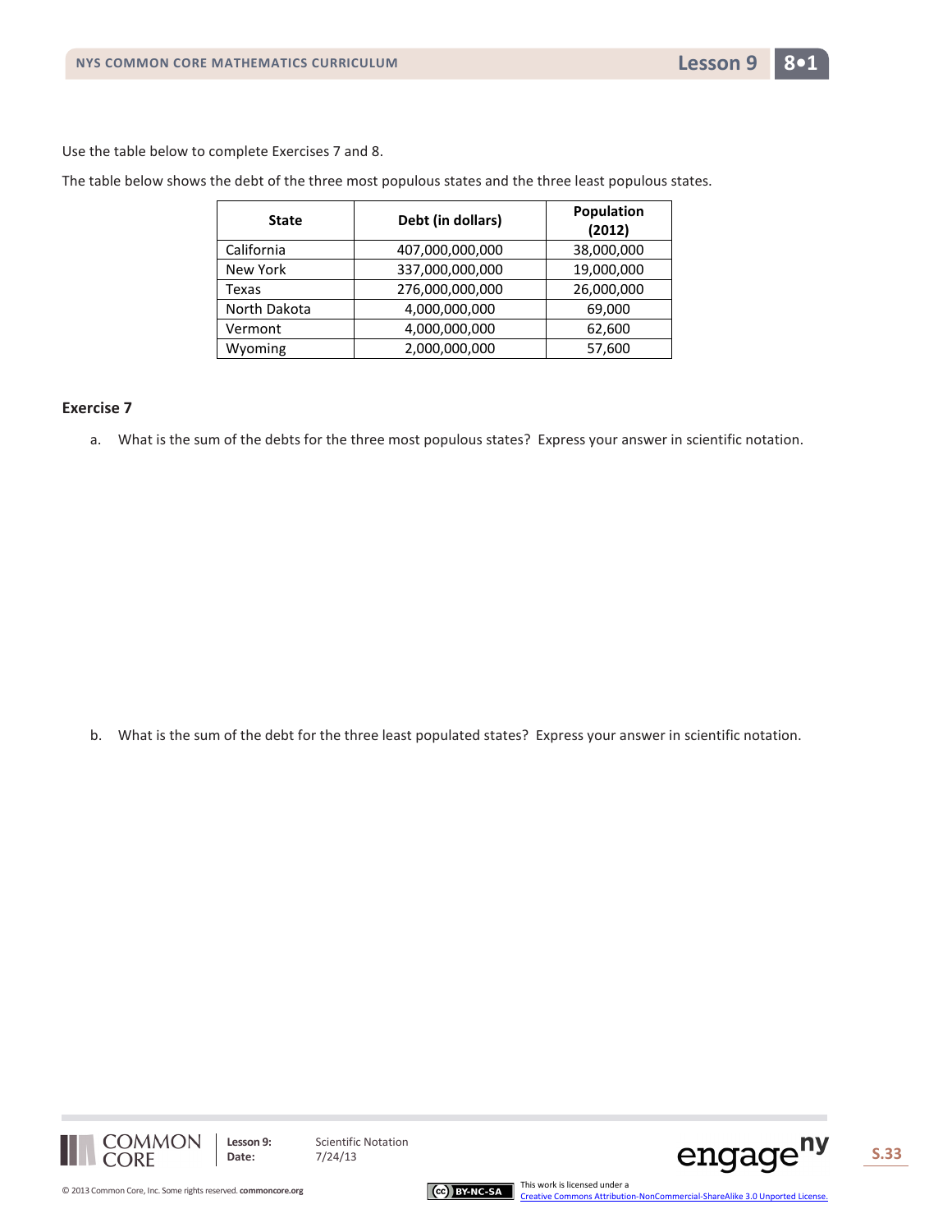Use the table below to complete Exercises 7 and 8.

The table below shows the debt of the three most populous states and the three least populous states.

| State | Debt (in dollars) | Population (2012) |
|---|---|---|
| California | 407,000,000,000 | 38,000,000 |
| New York | 337,000,000,000 | 19,000,000 |
| Texas | 276,000,000,000 | 26,000,000 |
| North Dakota | 4,000,000,000 | 69,000 |
| Vermont | 4,000,000,000 | 62,600 |
| Wyoming | 2,000,000,000 | 57,600 |

### Exercise 7

a. What is the sum of the debts for the three most populous states? Express your answer in scientific notation.

b. What is the sum of the debt for the three least populated states? Express your answer in scientific notation.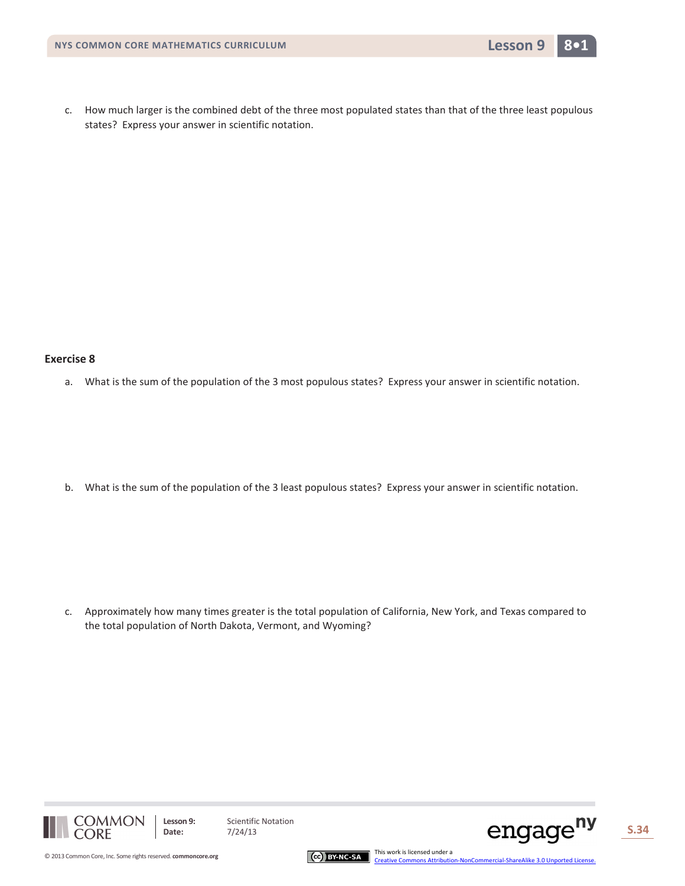c. How much larger is the combined debt of the three most populated states than that of the three least populous states? Express your answer in scientific notation.

**Exercise 8**

a. What is the sum of the population of the 3 most populous states? Express your answer in scientific notation.

b. What is the sum of the population of the 3 least populous states? Express your answer in scientific notation.

c. Approximately how many times greater is the total population of California, New York, and Texas compared to the total population of North Dakota, Vermont, and Wyoming?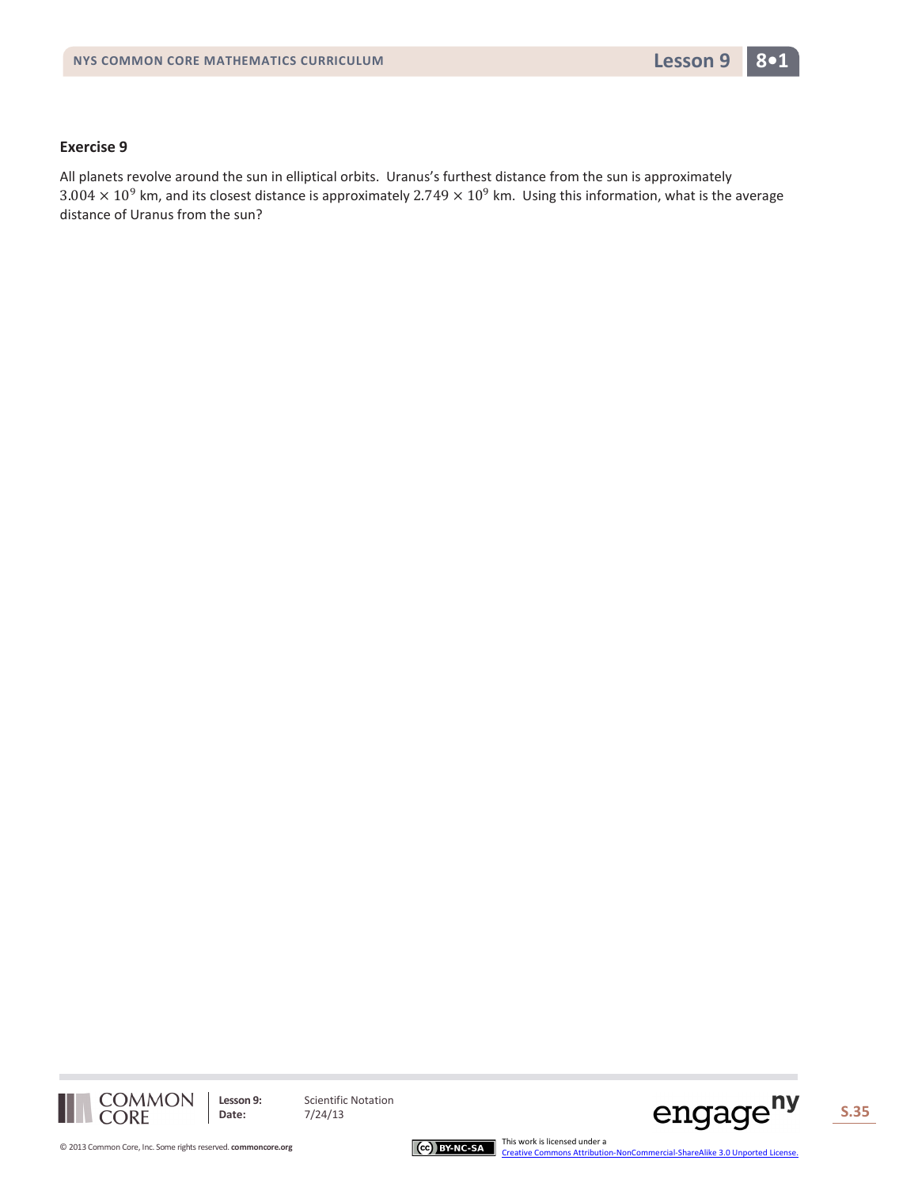**Exercise 9**

All planets revolve around the sun in elliptical orbits. Uranus's furthest distance from the sun is approximately $3.004 \times 10^9$ km, and its closest distance is approximately $2.749 \times 10^9$ km. Using this information, what is the average distance of Uranus from the sun?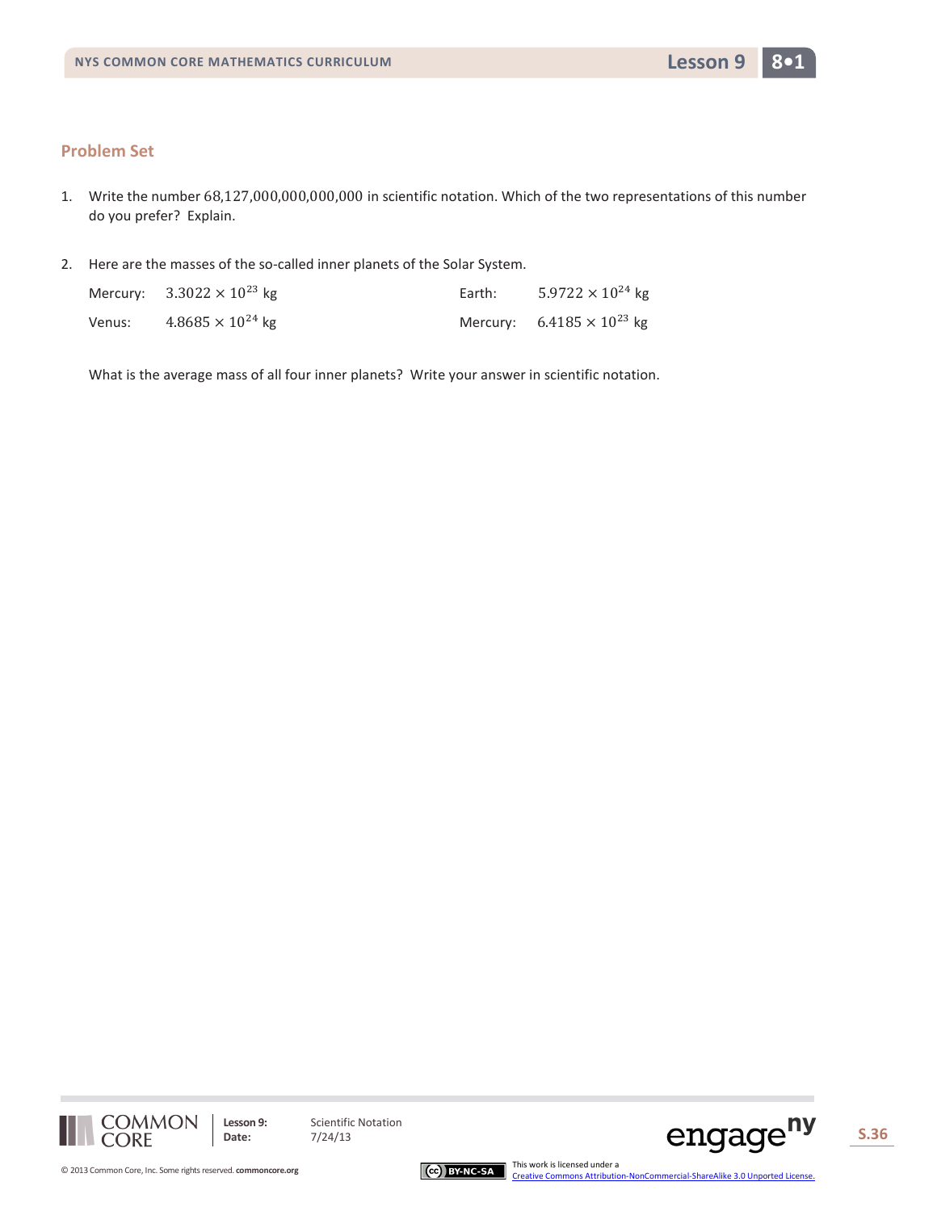## Problem Set

1. Write the number $68{,}127{,}000{,}000{,}000{,}000$ in scientific notation. Which of the two representations of this number do you prefer? Explain.

2. Here are the masses of the so-called inner planets of the Solar System.

   Mercury: $3.3022 \times 10^{23}$ kg

   Earth: $5.9722 \times 10^{24}$ kg

   Venus: $4.8685 \times 10^{24}$ kg

   Mercury: $6.4185 \times 10^{23}$ kg

   What is the average mass of all four inner planets? Write your answer in scientific notation.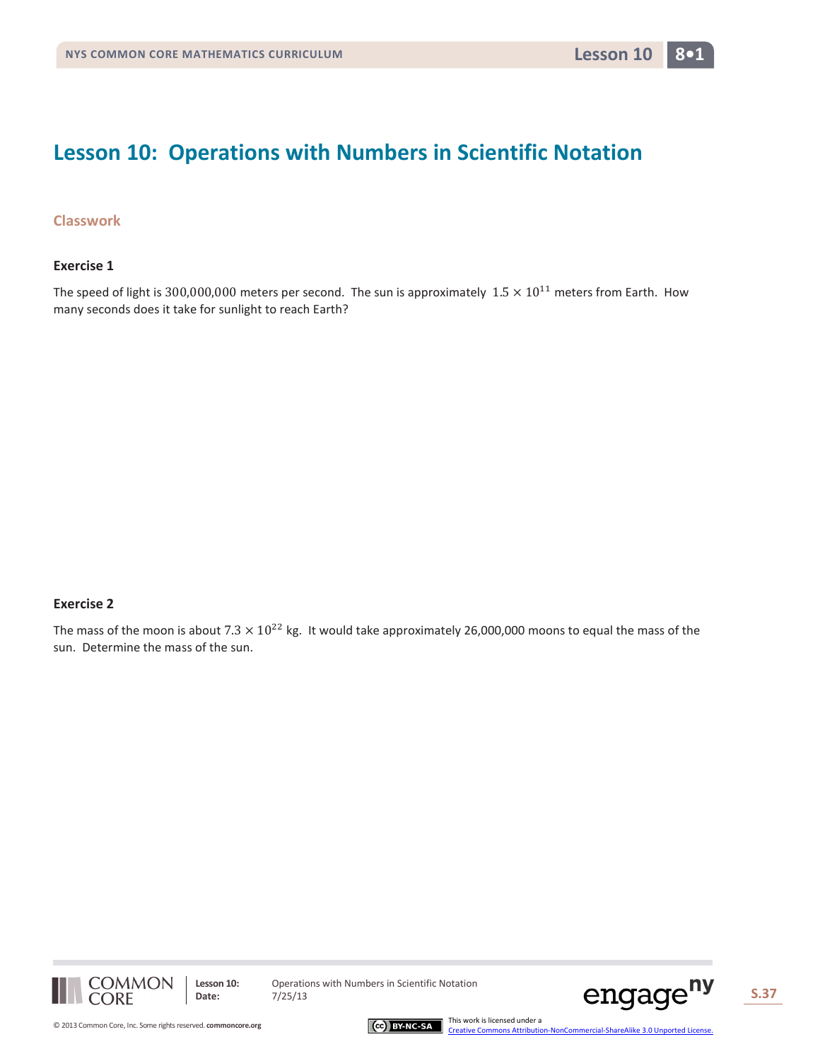# Lesson 10: Operations with Numbers in Scientific Notation

## Classwork

### Exercise 1

The speed of light is $300{,}000{,}000$ meters per second. The sun is approximately $1.5 \times 10^{11}$ meters from Earth. How many seconds does it take for sunlight to reach Earth?

### Exercise 2

The mass of the moon is about $7.3 \times 10^{22}$ kg. It would take approximately 26,000,000 moons to equal the mass of the sun. Determine the mass of the sun.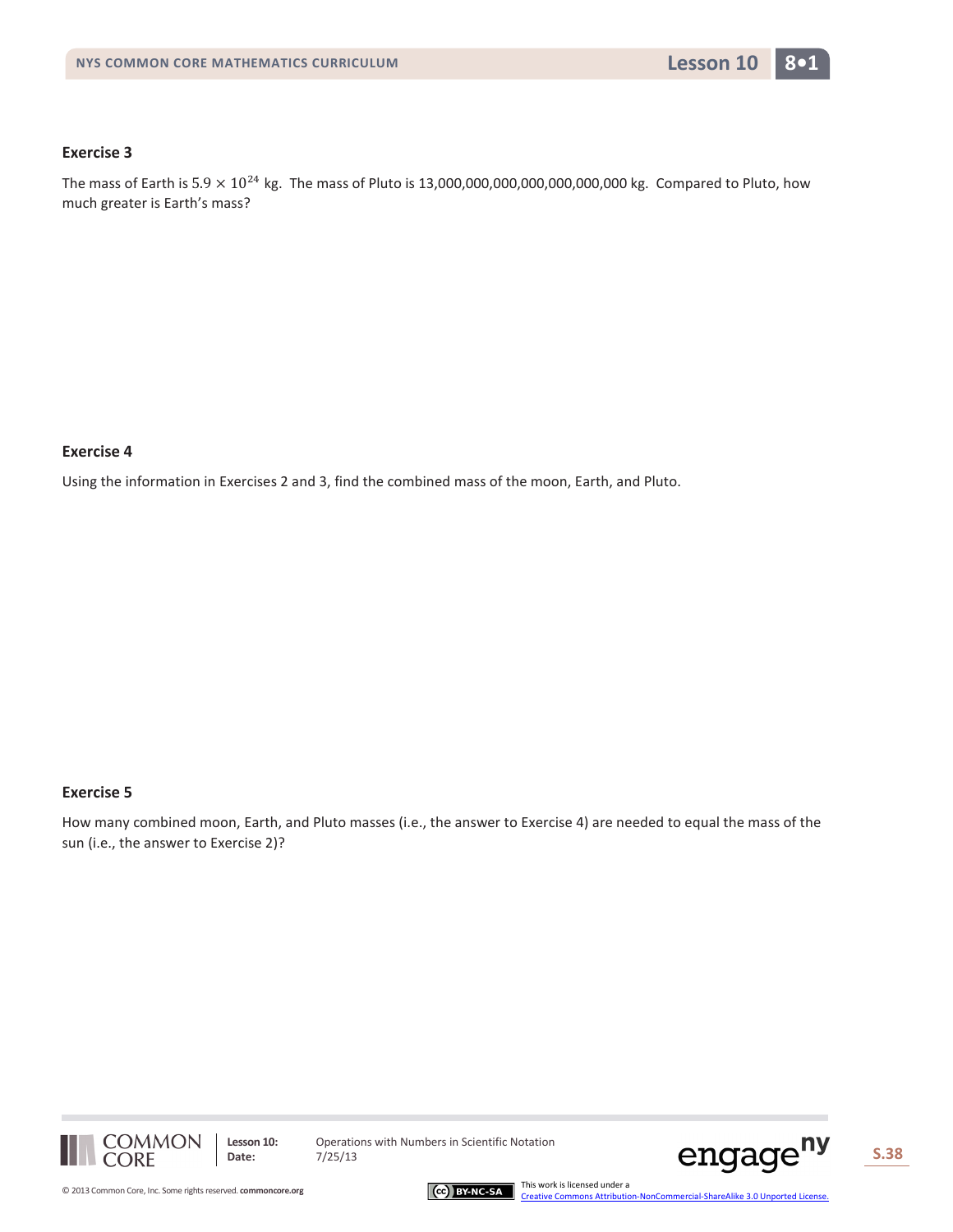### Exercise 3

The mass of Earth is $5.9 \times 10^{24}$ kg. The mass of Pluto is 13,000,000,000,000,000,000,000 kg. Compared to Pluto, how much greater is Earth's mass?

### Exercise 4

Using the information in Exercises 2 and 3, find the combined mass of the moon, Earth, and Pluto.

### Exercise 5

How many combined moon, Earth, and Pluto masses (i.e., the answer to Exercise 4) are needed to equal the mass of the sun (i.e., the answer to Exercise 2)?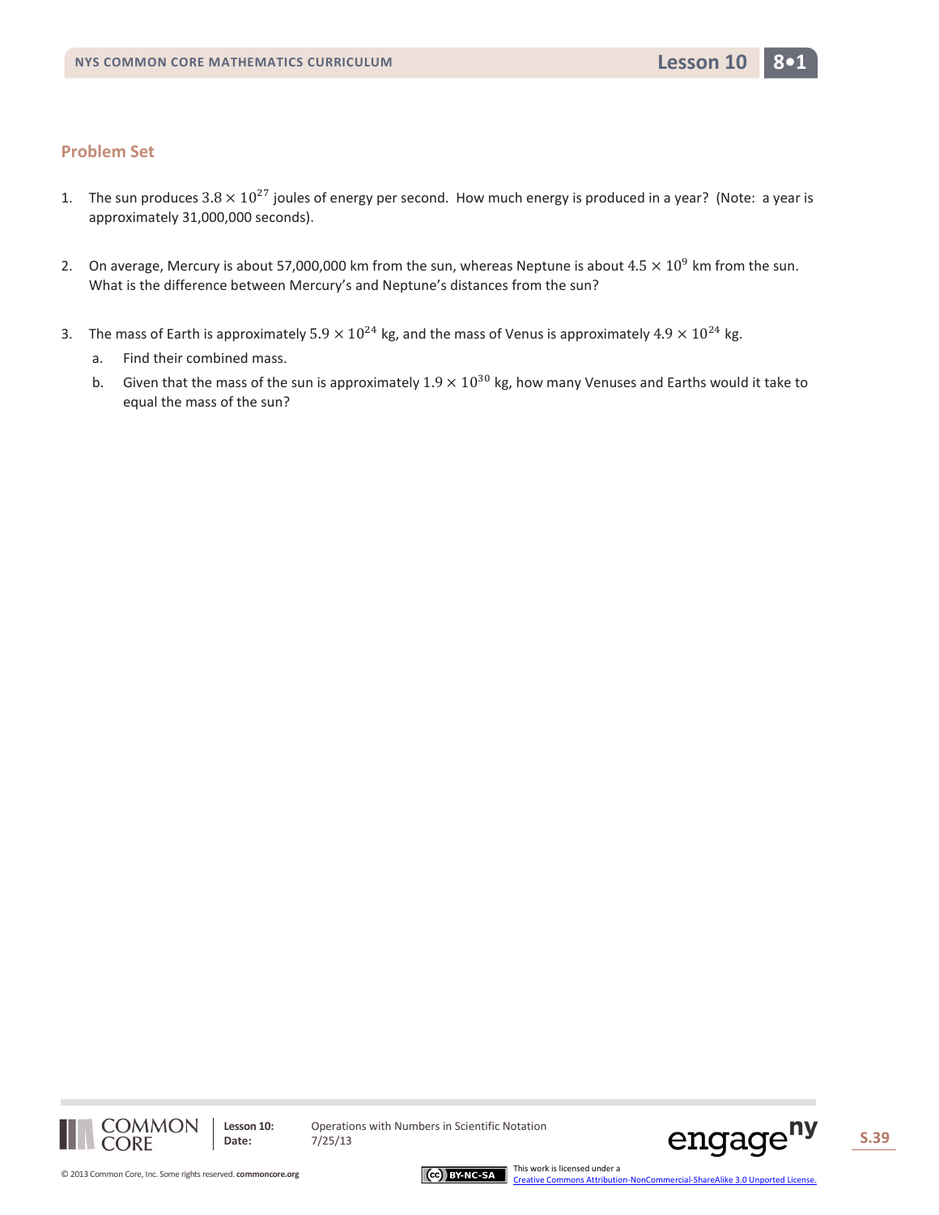## Problem Set

1. The sun produces $3.8 \times 10^{27}$ joules of energy per second. How much energy is produced in a year? (Note: a year is approximately 31,000,000 seconds).

2. On average, Mercury is about 57,000,000 km from the sun, whereas Neptune is about $4.5 \times 10^{9}$ km from the sun. What is the difference between Mercury's and Neptune's distances from the sun?

3. The mass of Earth is approximately $5.9 \times 10^{24}$ kg, and the mass of Venus is approximately $4.9 \times 10^{24}$ kg.
   a. Find their combined mass.
   b. Given that the mass of the sun is approximately $1.9 \times 10^{30}$ kg, how many Venuses and Earths would it take to equal the mass of the sun?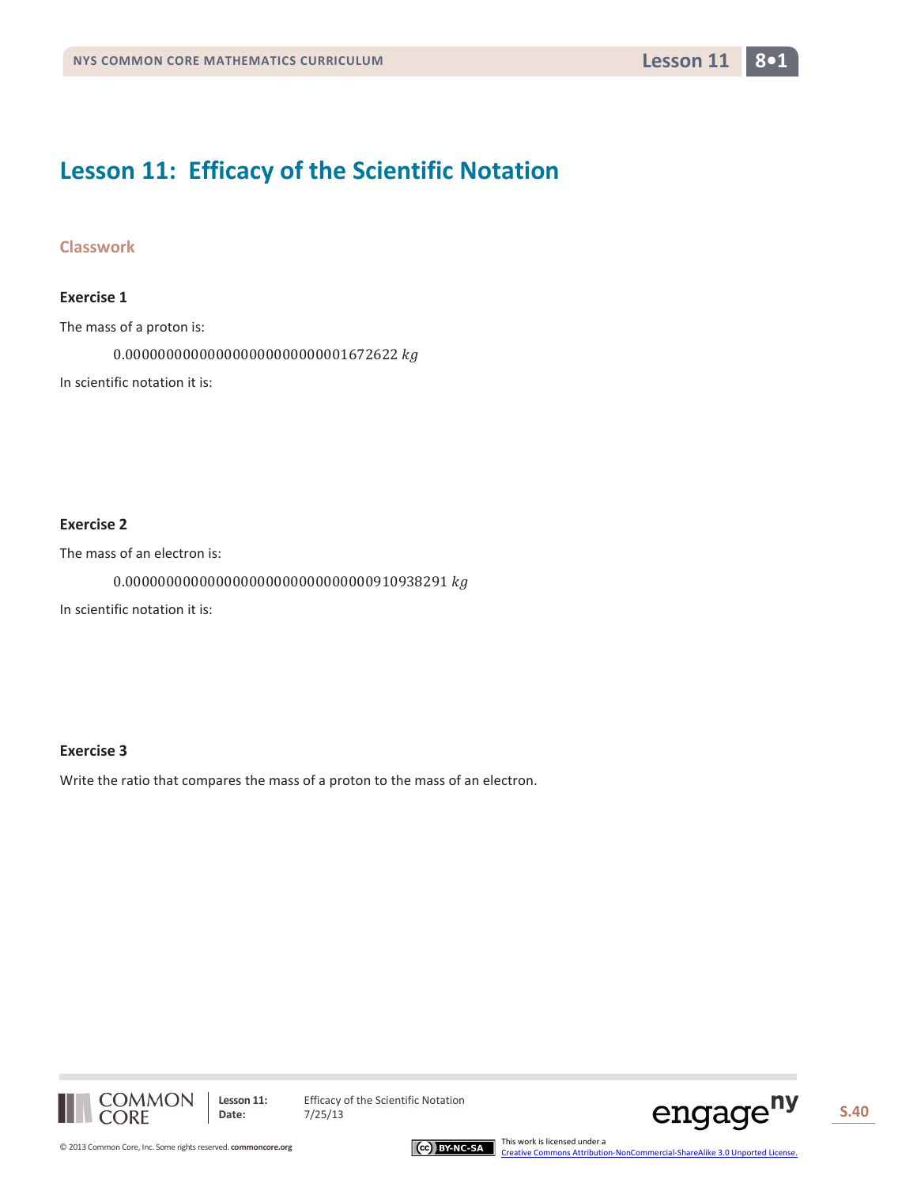# Lesson 11: Efficacy of the Scientific Notation

## Classwork

### Exercise 1

The mass of a proton is:

$$0.000000000000000000000000001672622\ kg$$

In scientific notation it is:

### Exercise 2

The mass of an electron is:

$$0.000000000000000000000000000000910938291\ kg$$

In scientific notation it is:

### Exercise 3

Write the ratio that compares the mass of a proton to the mass of an electron.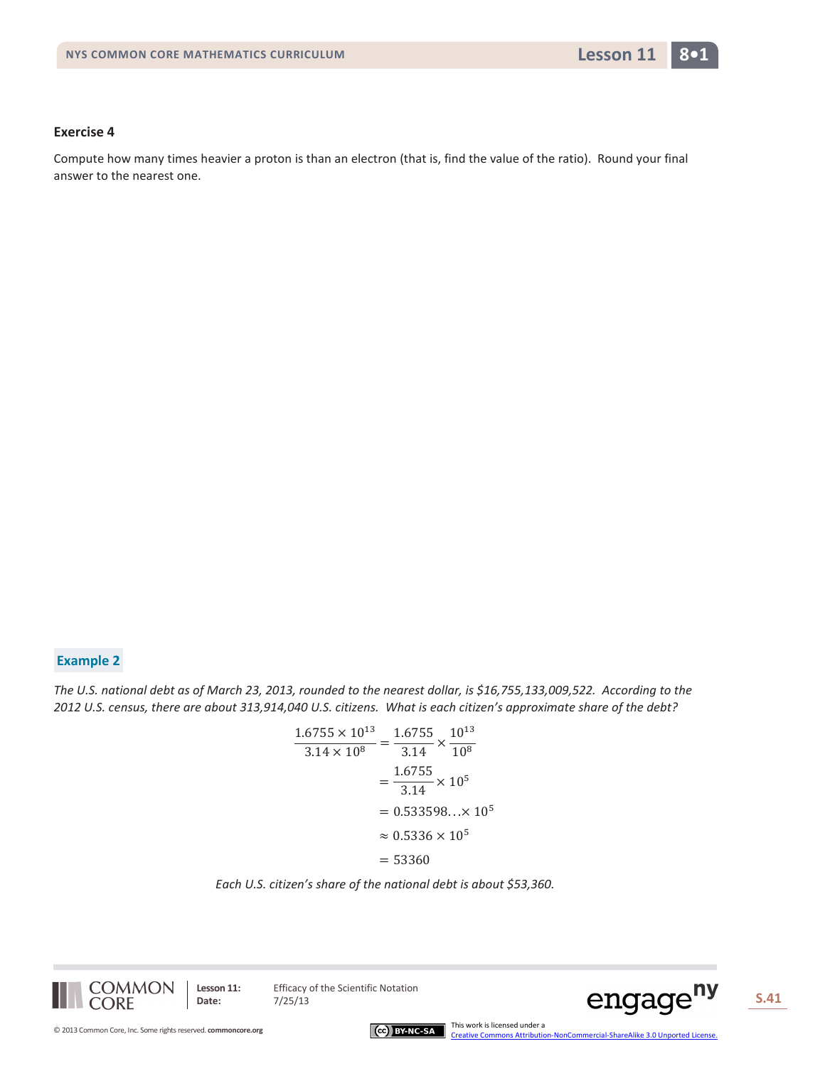**Exercise 4**

Compute how many times heavier a proton is than an electron (that is, find the value of the ratio). Round your final answer to the nearest one.

**Example 2**

*The U.S. national debt as of March 23, 2013, rounded to the nearest dollar, is $16,755,133,009,522. According to the 2012 U.S. census, there are about 313,914,040 U.S. citizens. What is each citizen's approximate share of the debt?*

$$
\begin{aligned}
\frac{1.6755 \times 10^{13}}{3.14 \times 10^{8}} &= \frac{1.6755}{3.14} \times \frac{10^{13}}{10^{8}} \\
&= \frac{1.6755}{3.14} \times 10^{5} \\
&= 0.533598\ldots \times 10^{5} \\
&\approx 0.5336 \times 10^{5} \\
&= 53360
\end{aligned}
$$

*Each U.S. citizen's share of the national debt is about $53,360.*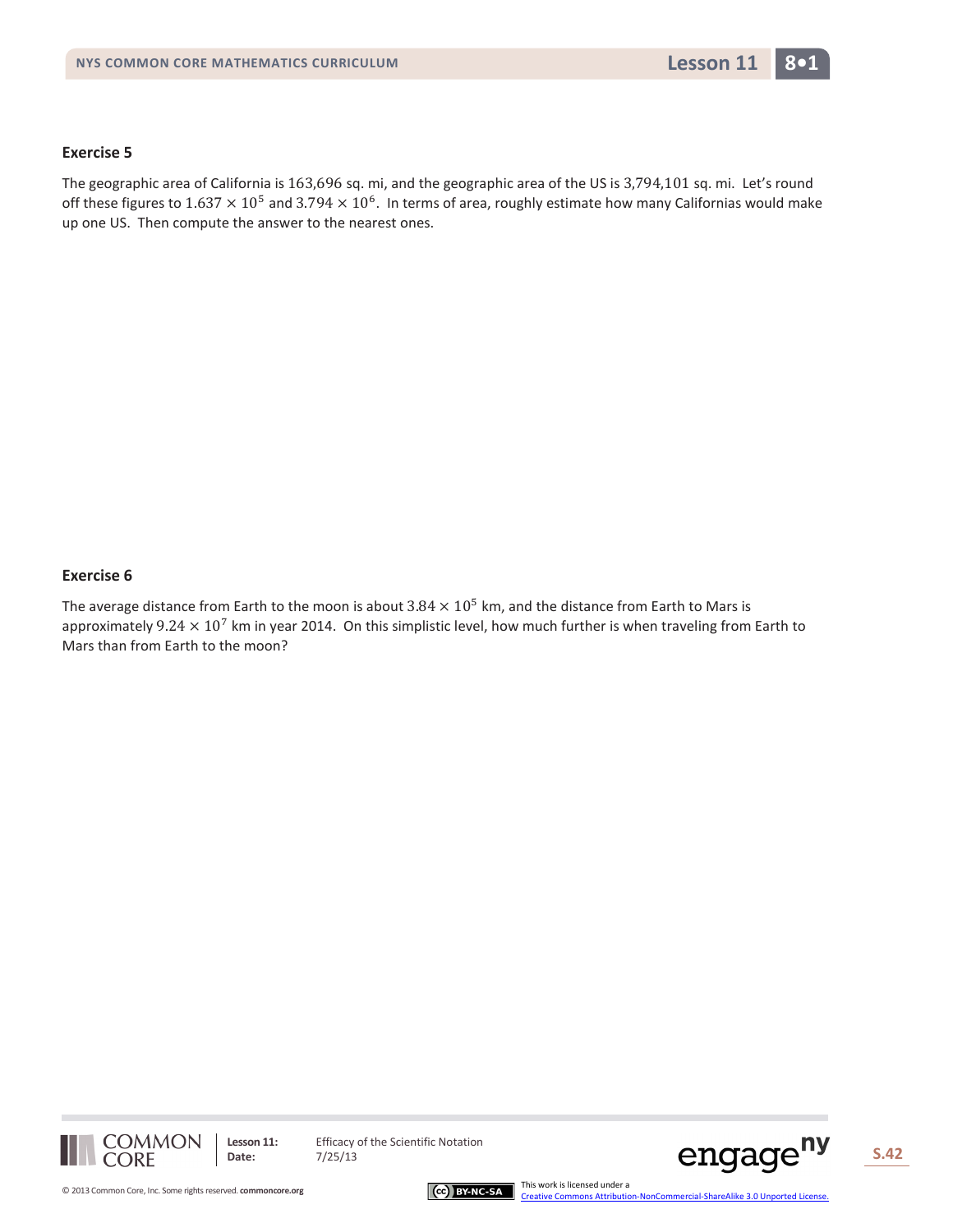### Exercise 5

The geographic area of California is $163{,}696$ sq. mi, and the geographic area of the US is $3{,}794{,}101$ sq. mi. Let's round off these figures to $1.637 \times 10^5$ and $3.794 \times 10^6$. In terms of area, roughly estimate how many Californias would make up one US. Then compute the answer to the nearest ones.

### Exercise 6

The average distance from Earth to the moon is about $3.84 \times 10^5$ km, and the distance from Earth to Mars is approximately $9.24 \times 10^7$ km in year 2014. On this simplistic level, how much further is when traveling from Earth to Mars than from Earth to the moon?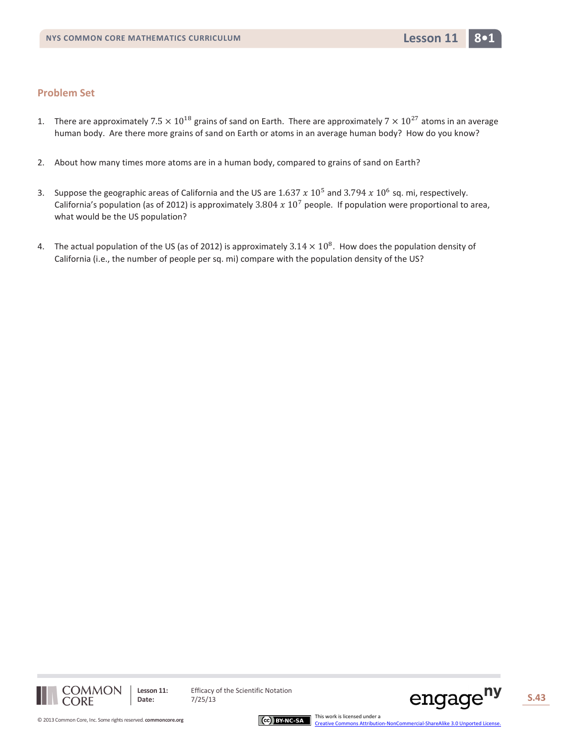## Problem Set

1. There are approximately $7.5 \times 10^{18}$ grains of sand on Earth. There are approximately $7 \times 10^{27}$ atoms in an average human body. Are there more grains of sand on Earth or atoms in an average human body? How do you know?

2. About how many times more atoms are in a human body, compared to grains of sand on Earth?

3. Suppose the geographic areas of California and the US are $1.637\ x\ 10^5$ and $3.794\ x\ 10^6$ sq. mi, respectively. California's population (as of 2012) is approximately $3.804\ x\ 10^7$ people. If population were proportional to area, what would be the US population?

4. The actual population of the US (as of 2012) is approximately $3.14 \times 10^8$. How does the population density of California (i.e., the number of people per sq. mi) compare with the population density of the US?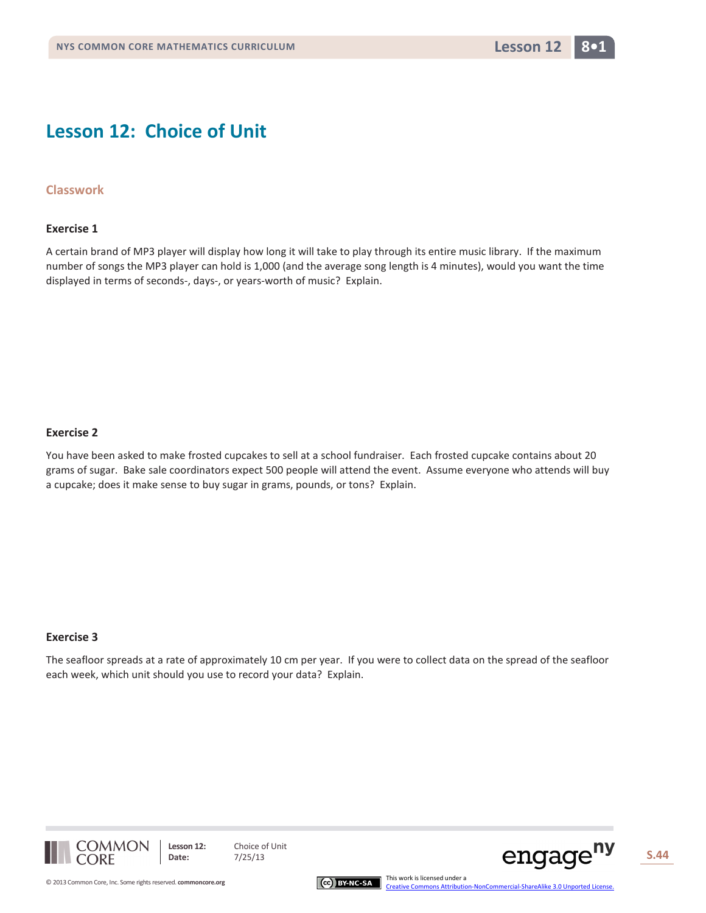# Lesson 12: Choice of Unit

## Classwork

### Exercise 1

A certain brand of MP3 player will display how long it will take to play through its entire music library. If the maximum number of songs the MP3 player can hold is 1,000 (and the average song length is 4 minutes), would you want the time displayed in terms of seconds-, days-, or years-worth of music? Explain.

### Exercise 2

You have been asked to make frosted cupcakes to sell at a school fundraiser. Each frosted cupcake contains about 20 grams of sugar. Bake sale coordinators expect 500 people will attend the event. Assume everyone who attends will buy a cupcake; does it make sense to buy sugar in grams, pounds, or tons? Explain.

### Exercise 3

The seafloor spreads at a rate of approximately 10 cm per year. If you were to collect data on the spread of the seafloor each week, which unit should you use to record your data? Explain.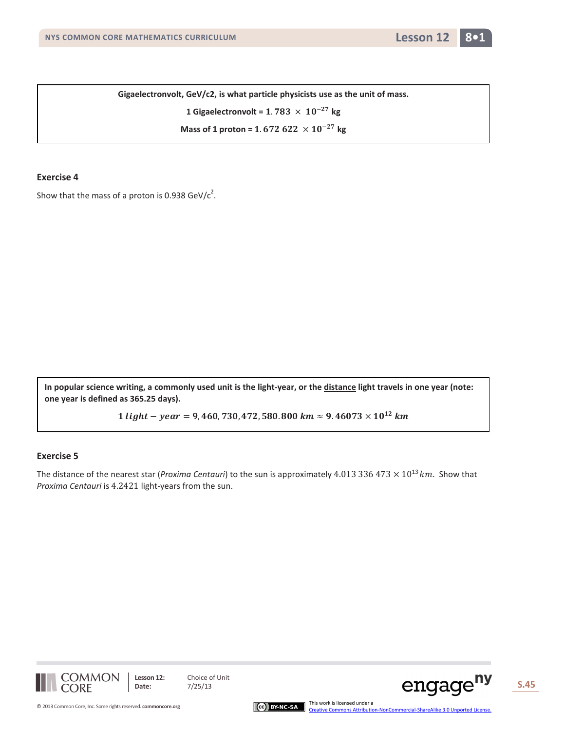**Gigaelectronvolt, GeV/c2, is what particle physicists use as the unit of mass.**

**1 Gigaelectronvolt = $1.783 \times 10^{-27}$ kg**

**Mass of 1 proton = $1.672\ 622 \times 10^{-27}$ kg**

### Exercise 4

Show that the mass of a proton is 0.938 GeV/c$^2$.

**In popular science writing, a commonly used unit is the light-year, or the <u>distance</u> light travels in one year (note: one year is defined as 365.25 days).**

$$1\ light-year = 9{,}460{,}730{,}472{,}580.800\ km \approx 9.46073 \times 10^{12}\ km$$

### Exercise 5

The distance of the nearest star (*Proxima Centauri*) to the sun is approximately $4.013\ 336\ 473 \times 10^{13}\ km$. Show that *Proxima Centauri* is $4.2421$ light-years from the sun.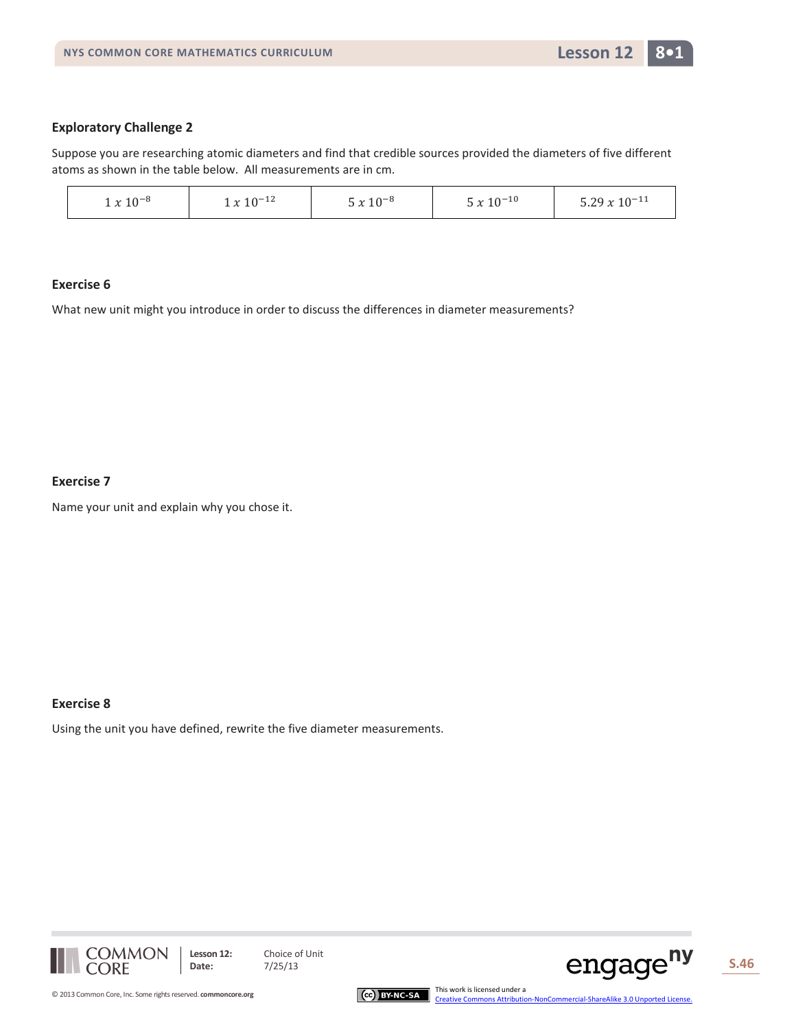### Exploratory Challenge 2

Suppose you are researching atomic diameters and find that credible sources provided the diameters of five different atoms as shown in the table below. All measurements are in cm.

| $1\ x\ 10^{-8}$ | $1\ x\ 10^{-12}$ | $5\ x\ 10^{-8}$ | $5\ x\ 10^{-10}$ | $5.29\ x\ 10^{-11}$ |
|---|---|---|---|---|

### Exercise 6

What new unit might you introduce in order to discuss the differences in diameter measurements?

### Exercise 7

Name your unit and explain why you chose it.

### Exercise 8

Using the unit you have defined, rewrite the five diameter measurements.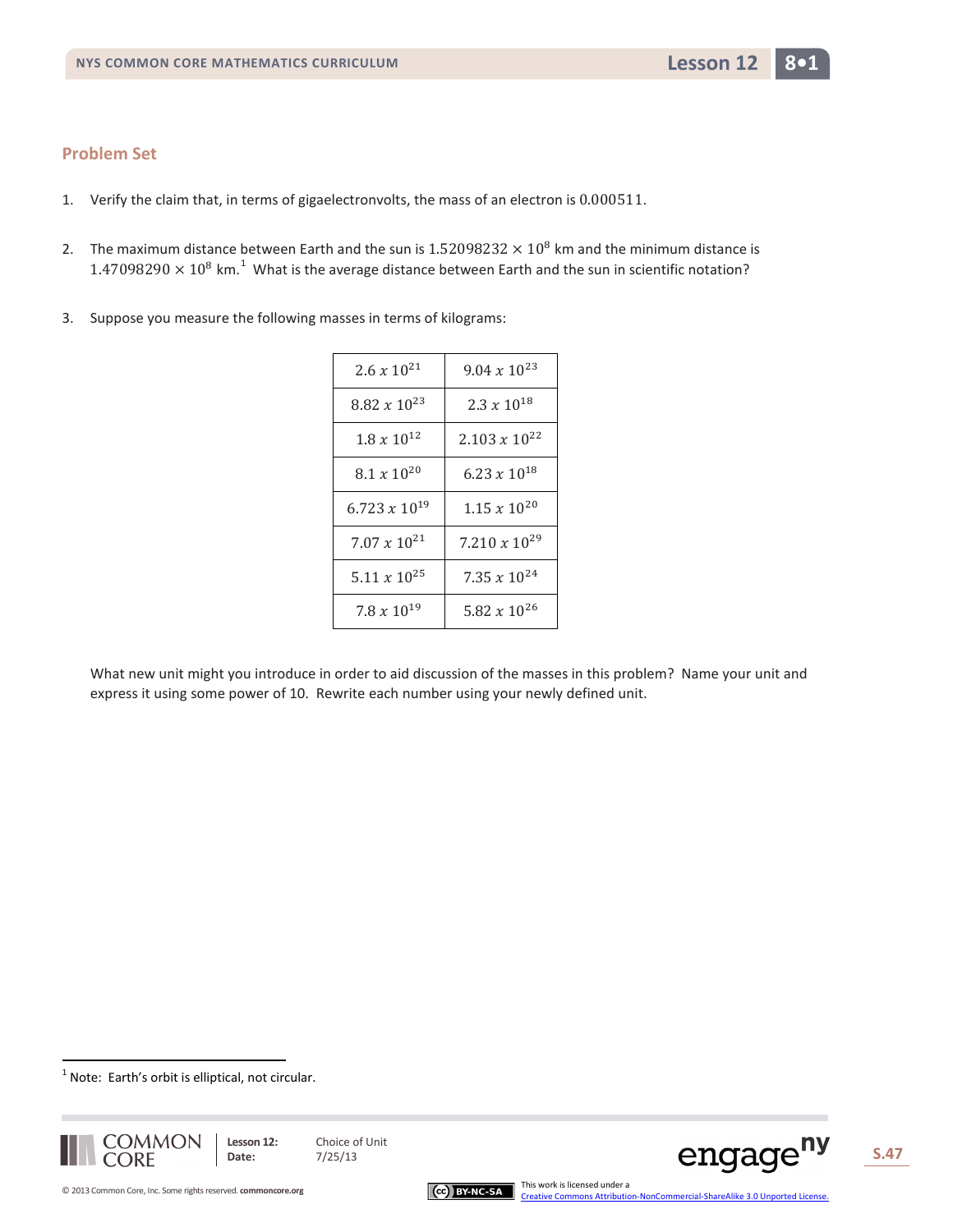## Problem Set

1. Verify the claim that, in terms of gigaelectronvolts, the mass of an electron is $0.000511$.

2. The maximum distance between Earth and the sun is $1.52098232 \times 10^8$ km and the minimum distance is $1.47098290 \times 10^8$ km.[1] What is the average distance between Earth and the sun in scientific notation?

3. Suppose you measure the following masses in terms of kilograms:

| | |
|---|---|
| $2.6 \, x \, 10^{21}$ | $9.04 \, x \, 10^{23}$ |
| $8.82 \, x \, 10^{23}$ | $2.3 \, x \, 10^{18}$ |
| $1.8 \, x \, 10^{12}$ | $2.103 \, x \, 10^{22}$ |
| $8.1 \, x \, 10^{20}$ | $6.23 \, x \, 10^{18}$ |
| $6.723 \, x \, 10^{19}$ | $1.15 \, x \, 10^{20}$ |
| $7.07 \, x \, 10^{21}$ | $7.210 \, x \, 10^{29}$ |
| $5.11 \, x \, 10^{25}$ | $7.35 \, x \, 10^{24}$ |
| $7.8 \, x \, 10^{19}$ | $5.82 \, x \, 10^{26}$ |

What new unit might you introduce in order to aid discussion of the masses in this problem? Name your unit and express it using some power of 10. Rewrite each number using your newly defined unit.

[1] Note: Earth's orbit is elliptical, not circular.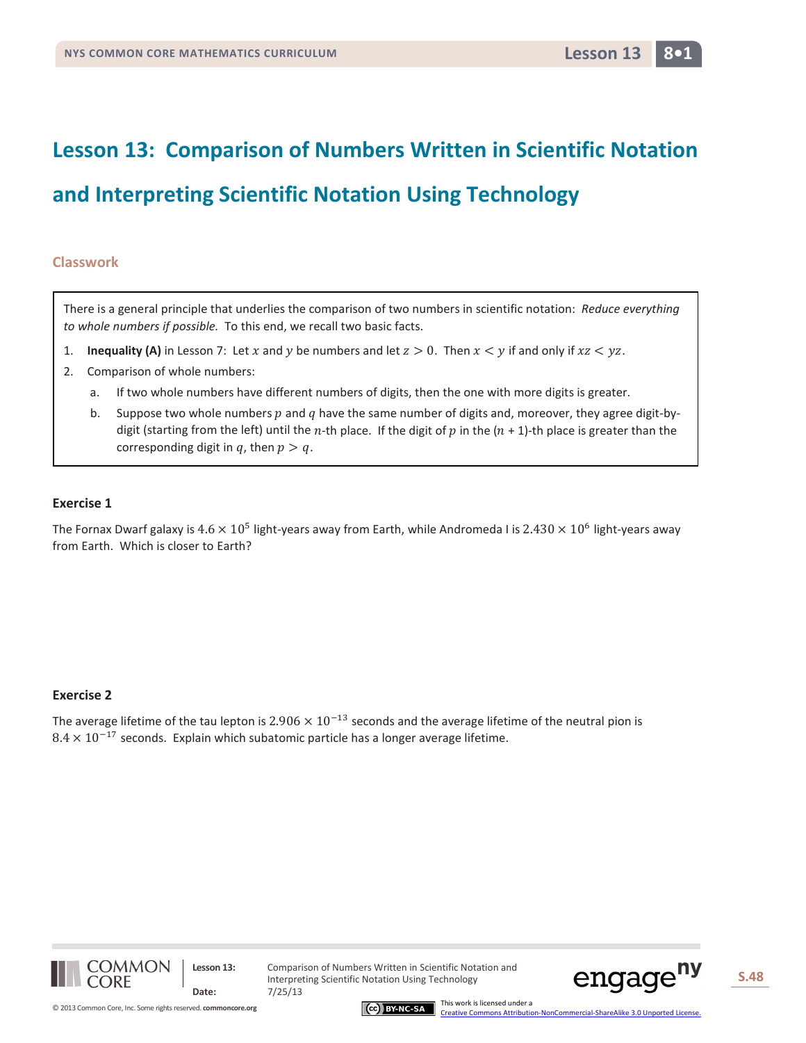# Lesson 13: Comparison of Numbers Written in Scientific Notation and Interpreting Scientific Notation Using Technology

## Classwork

There is a general principle that underlies the comparison of two numbers in scientific notation: *Reduce everything to whole numbers if possible.* To this end, we recall two basic facts.

1. **Inequality (A)** in Lesson 7: Let $x$ and $y$ be numbers and let $z > 0$. Then $x < y$ if and only if $xz < yz$.
2. Comparison of whole numbers:
   a. If two whole numbers have different numbers of digits, then the one with more digits is greater.
   b. Suppose two whole numbers $p$ and $q$ have the same number of digits and, moreover, they agree digit-by-digit (starting from the left) until the $n$-th place. If the digit of $p$ in the $(n + 1)$-th place is greater than the corresponding digit in $q$, then $p > q$.

### Exercise 1

The Fornax Dwarf galaxy is $4.6 \times 10^5$ light-years away from Earth, while Andromeda I is $2.430 \times 10^6$ light-years away from Earth. Which is closer to Earth?

### Exercise 2

The average lifetime of the tau lepton is $2.906 \times 10^{-13}$ seconds and the average lifetime of the neutral pion is $8.4 \times 10^{-17}$ seconds. Explain which subatomic particle has a longer average lifetime.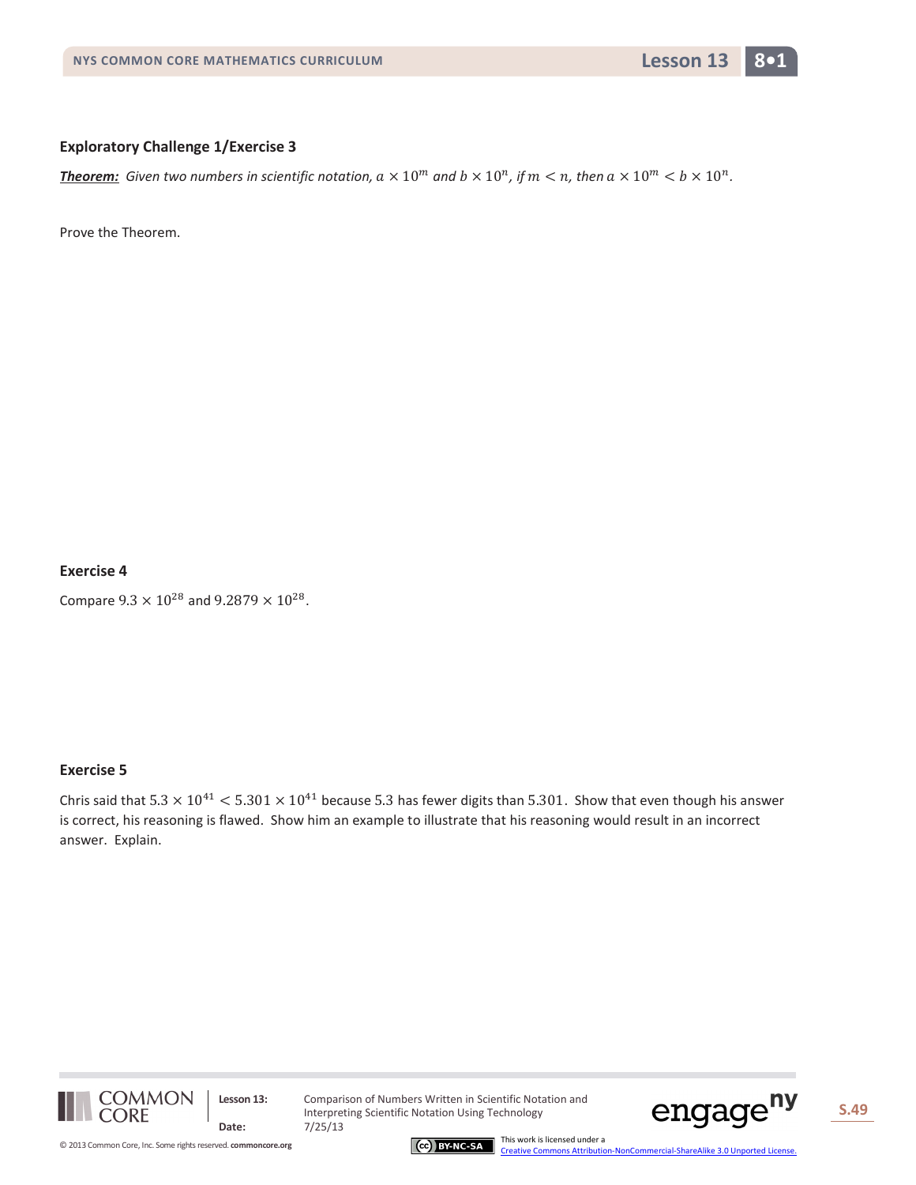### Exploratory Challenge 1/Exercise 3

***<u>Theorem:</u>*** *Given two numbers in scientific notation, $a \times 10^m$ and $b \times 10^n$, if $m < n$, then $a \times 10^m < b \times 10^n$.*

Prove the Theorem.

### Exercise 4

Compare $9.3 \times 10^{28}$ and $9.2879 \times 10^{28}$.

### Exercise 5

Chris said that $5.3 \times 10^{41} < 5.301 \times 10^{41}$ because $5.3$ has fewer digits than $5.301$. Show that even though his answer is correct, his reasoning is flawed. Show him an example to illustrate that his reasoning would result in an incorrect answer. Explain.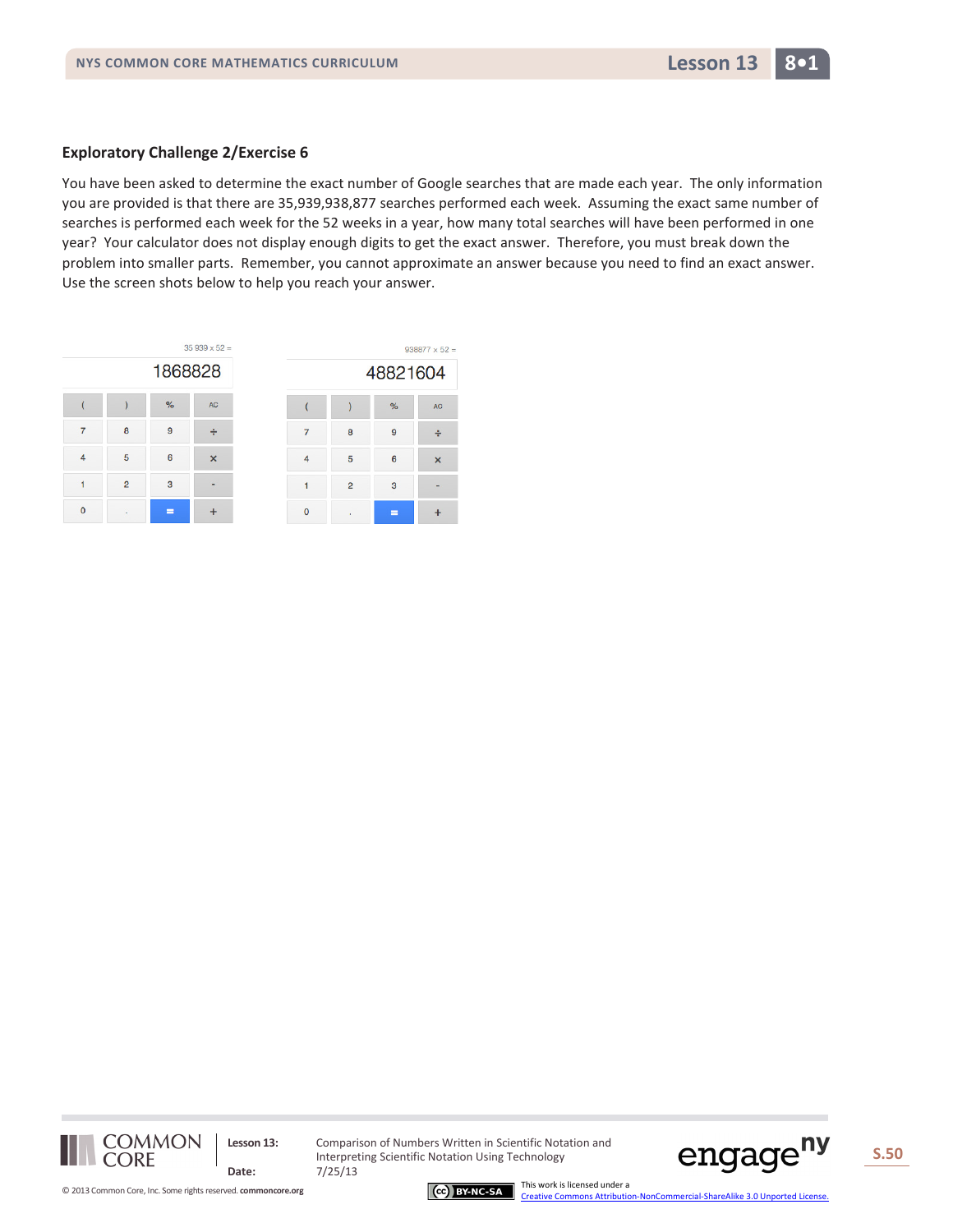### Exploratory Challenge 2/Exercise 6

You have been asked to determine the exact number of Google searches that are made each year. The only information you are provided is that there are 35,939,938,877 searches performed each week. Assuming the exact same number of searches is performed each week for the 52 weeks in a year, how many total searches will have been performed in one year? Your calculator does not display enough digits to get the exact answer. Therefore, you must break down the problem into smaller parts. Remember, you cannot approximate an answer because you need to find an exact answer. Use the screen shots below to help you reach your answer.

35 939 x 52 =

1868828

938877 x 52 =

48821604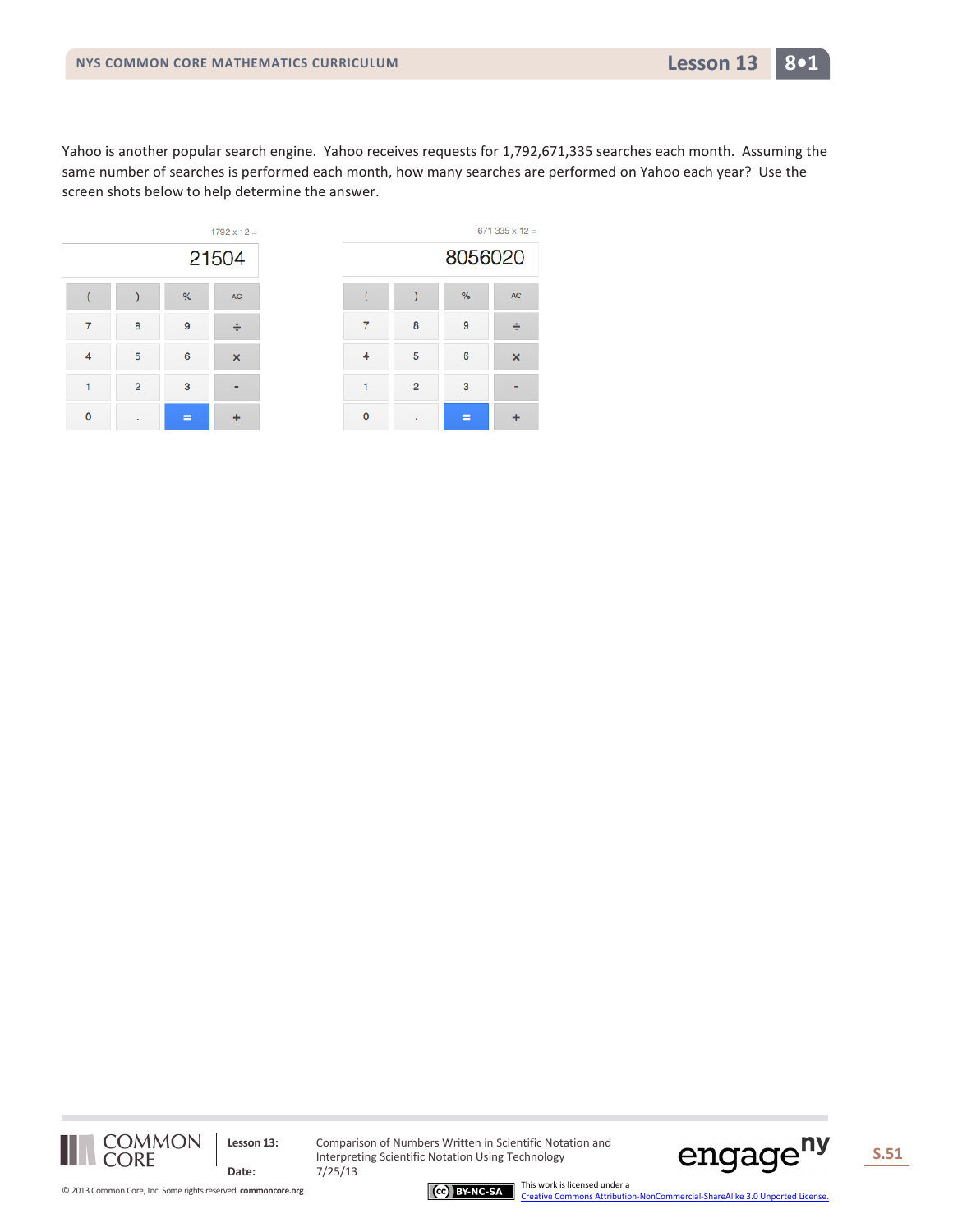Yahoo is another popular search engine. Yahoo receives requests for 1,792,671,335 searches each month. Assuming the same number of searches is performed each month, how many searches are performed on Yahoo each year? Use the screen shots below to help determine the answer.

1792 x 12 =

21504

671 335 x 12 =

8056020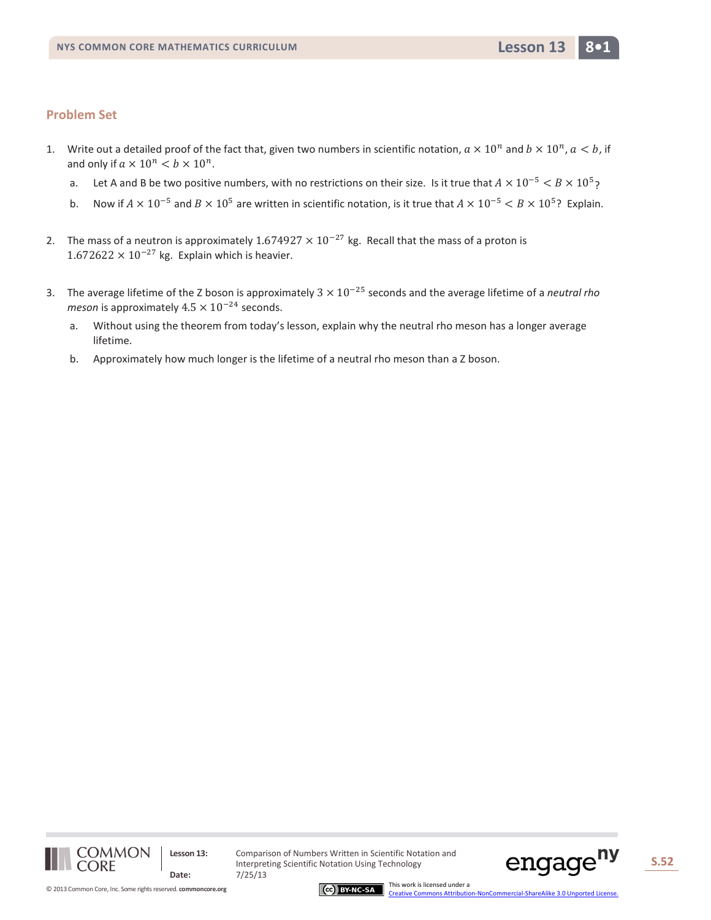## Problem Set

1. Write out a detailed proof of the fact that, given two numbers in scientific notation, $a \times 10^n$ and $b \times 10^n$, $a < b$, if and only if $a \times 10^n < b \times 10^n$.

   a. Let A and B be two positive numbers, with no restrictions on their size. Is it true that $A \times 10^{-5} < B \times 10^5$?

   b. Now if $A \times 10^{-5}$ and $B \times 10^5$ are written in scientific notation, is it true that $A \times 10^{-5} < B \times 10^5$? Explain.

2. The mass of a neutron is approximately $1.674927 \times 10^{-27}$ kg. Recall that the mass of a proton is $1.672622 \times 10^{-27}$ kg. Explain which is heavier.

3. The average lifetime of the Z boson is approximately $3 \times 10^{-25}$ seconds and the average lifetime of a *neutral rho meson* is approximately $4.5 \times 10^{-24}$ seconds.

   a. Without using the theorem from today's lesson, explain why the neutral rho meson has a longer average lifetime.

   b. Approximately how much longer is the lifetime of a neutral rho meson than a Z boson.